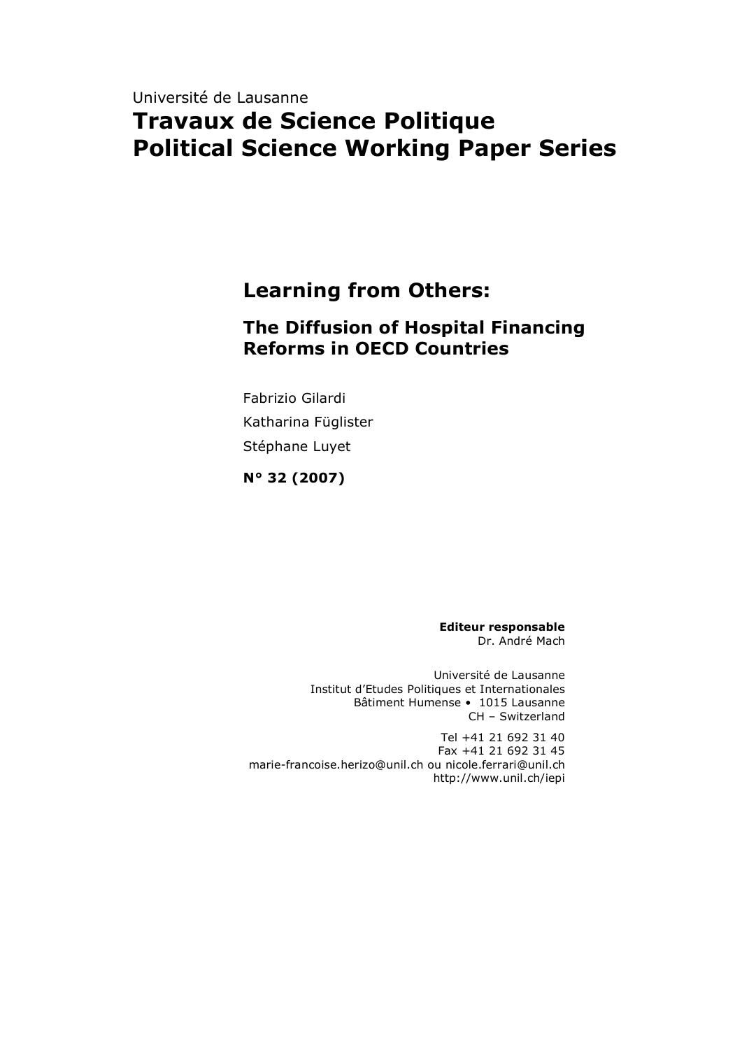Université de Lausanne

# Travaux de Science Politique
# Political Science Working Paper Series

## Learning from Others:

### The Diffusion of Hospital Financing Reforms in OECD Countries

Fabrizio Gilardi

Katharina Füglister

Stéphane Luyet

**N° 32 (2007)**

**Editeur responsable**
Dr. André Mach

Université de Lausanne
Institut d'Etudes Politiques et Internationales
Bâtiment Humense • 1015 Lausanne
CH – Switzerland

Tel +41 21 692 31 40
Fax +41 21 692 31 45
marie-francoise.herizo@unil.ch ou nicole.ferrari@unil.ch
http://www.unil.ch/iepi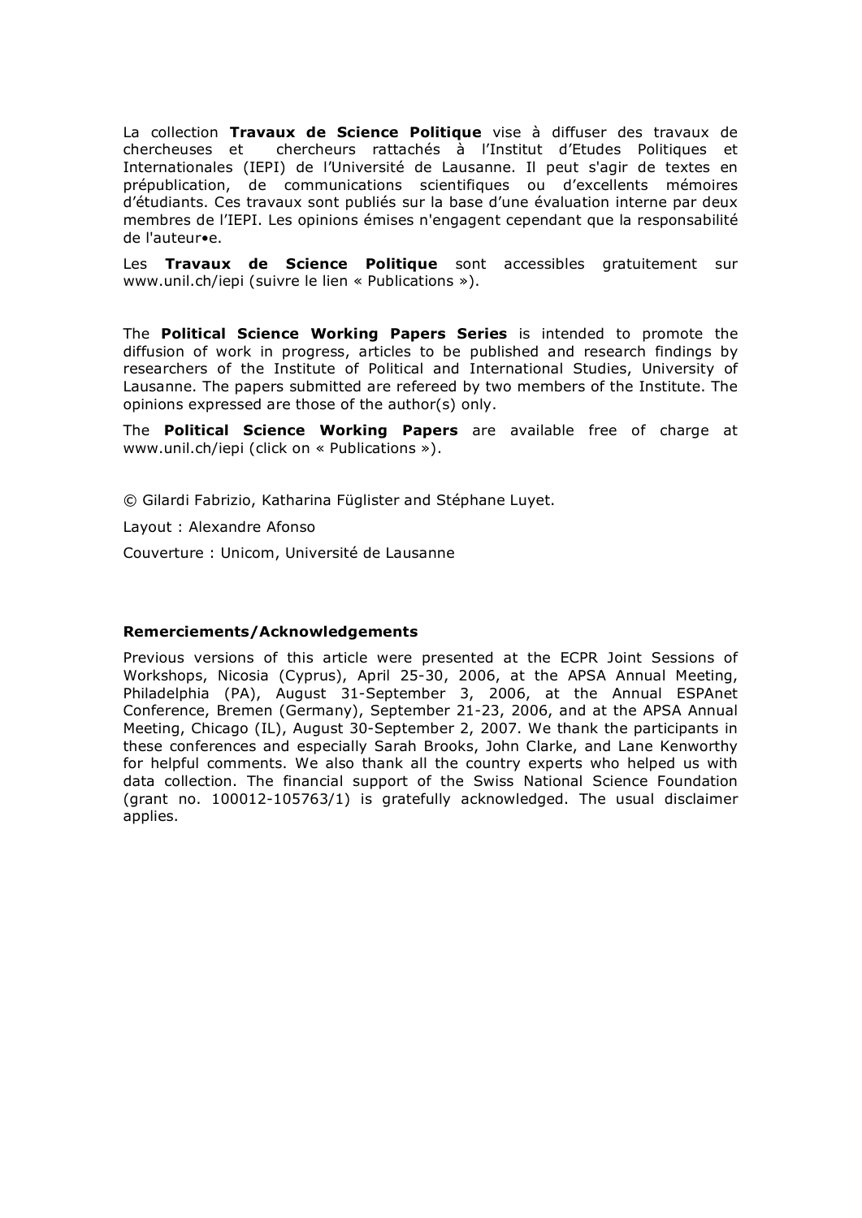La collection **Travaux de Science Politique** vise à diffuser des travaux de chercheuses et chercheurs rattachés à l'Institut d'Etudes Politiques et Internationales (IEPI) de l'Université de Lausanne. Il peut s'agir de textes en prépublication, de communications scientifiques ou d'excellents mémoires d'étudiants. Ces travaux sont publiés sur la base d'une évaluation interne par deux membres de l'IEPI. Les opinions émises n'engagent cependant que la responsabilité de l'auteur•e.

Les **Travaux de Science Politique** sont accessibles gratuitement sur www.unil.ch/iepi (suivre le lien « Publications »).

The **Political Science Working Papers Series** is intended to promote the diffusion of work in progress, articles to be published and research findings by researchers of the Institute of Political and International Studies, University of Lausanne. The papers submitted are refereed by two members of the Institute. The opinions expressed are those of the author(s) only.

The **Political Science Working Papers** are available free of charge at www.unil.ch/iepi (click on « Publications »).

© Gilardi Fabrizio, Katharina Füglister and Stéphane Luyet.

Layout : Alexandre Afonso

Couverture : Unicom, Université de Lausanne

**Remerciements/Acknowledgements**

Previous versions of this article were presented at the ECPR Joint Sessions of Workshops, Nicosia (Cyprus), April 25-30, 2006, at the APSA Annual Meeting, Philadelphia (PA), August 31-September 3, 2006, at the Annual ESPAnet Conference, Bremen (Germany), September 21-23, 2006, and at the APSA Annual Meeting, Chicago (IL), August 30-September 2, 2007. We thank the participants in these conferences and especially Sarah Brooks, John Clarke, and Lane Kenworthy for helpful comments. We also thank all the country experts who helped us with data collection. The financial support of the Swiss National Science Foundation (grant no. 100012-105763/1) is gratefully acknowledged. The usual disclaimer applies.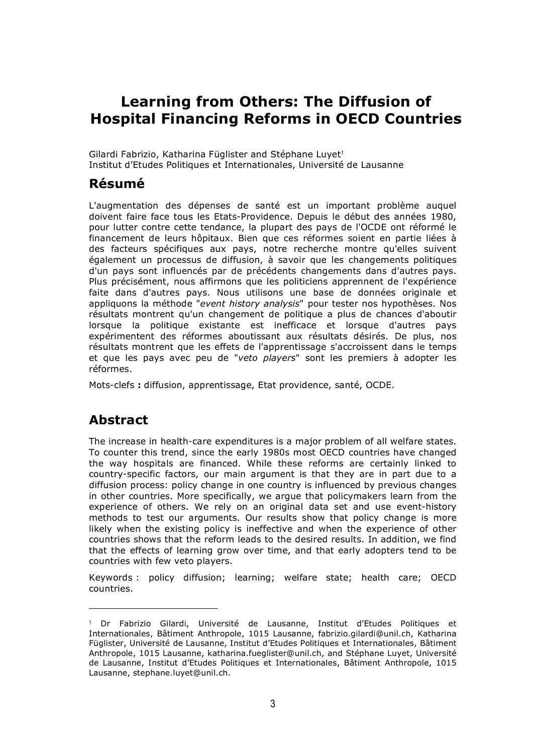# Learning from Others: The Diffusion of Hospital Financing Reforms in OECD Countries

Gilardi Fabrizio, Katharina Füglister and Stéphane Luyet[1]
Institut d'Etudes Politiques et Internationales, Université de Lausanne

## Résumé

L'augmentation des dépenses de santé est un important problème auquel doivent faire face tous les Etats-Providence. Depuis le début des années 1980, pour lutter contre cette tendance, la plupart des pays de l'OCDE ont réformé le financement de leurs hôpitaux. Bien que ces réformes soient en partie liées à des facteurs spécifiques aux pays, notre recherche montre qu'elles suivent également un processus de diffusion, à savoir que les changements politiques d'un pays sont influencés par de précédents changements dans d'autres pays. Plus précisément, nous affirmons que les politiciens apprennent de l'expérience faite dans d'autres pays. Nous utilisons une base de données originale et appliquons la méthode "*event history analysis*" pour tester nos hypothèses. Nos résultats montrent qu'un changement de politique a plus de chances d'aboutir lorsque la politique existante est inefficace et lorsque d'autres pays expérimentent des réformes aboutissant aux résultats désirés. De plus, nos résultats montrent que les effets de l'apprentissage s'accroissent dans le temps et que les pays avec peu de "*veto players*" sont les premiers à adopter les réformes.

Mots-clefs **:** diffusion, apprentissage, Etat providence, santé, OCDE.

## Abstract

The increase in health-care expenditures is a major problem of all welfare states. To counter this trend, since the early 1980s most OECD countries have changed the way hospitals are financed. While these reforms are certainly linked to country-specific factors, our main argument is that they are in part due to a diffusion process: policy change in one country is influenced by previous changes in other countries. More specifically, we argue that policymakers learn from the experience of others. We rely on an original data set and use event-history methods to test our arguments. Our results show that policy change is more likely when the existing policy is ineffective and when the experience of other countries shows that the reform leads to the desired results. In addition, we find that the effects of learning grow over time, and that early adopters tend to be countries with few veto players.

Keywords : policy diffusion; learning; welfare state; health care; OECD countries.

---

[1] Dr Fabrizio Gilardi, Université de Lausanne, Institut d'Etudes Politiques et Internationales, Bâtiment Anthropole, 1015 Lausanne, fabrizio.gilardi@unil.ch, Katharina Füglister, Université de Lausanne, Institut d'Etudes Politiques et Internationales, Bâtiment Anthropole, 1015 Lausanne, katharina.fueglister@unil.ch, and Stéphane Luyet, Université de Lausanne, Institut d'Etudes Politiques et Internationales, Bâtiment Anthropole, 1015 Lausanne, stephane.luyet@unil.ch.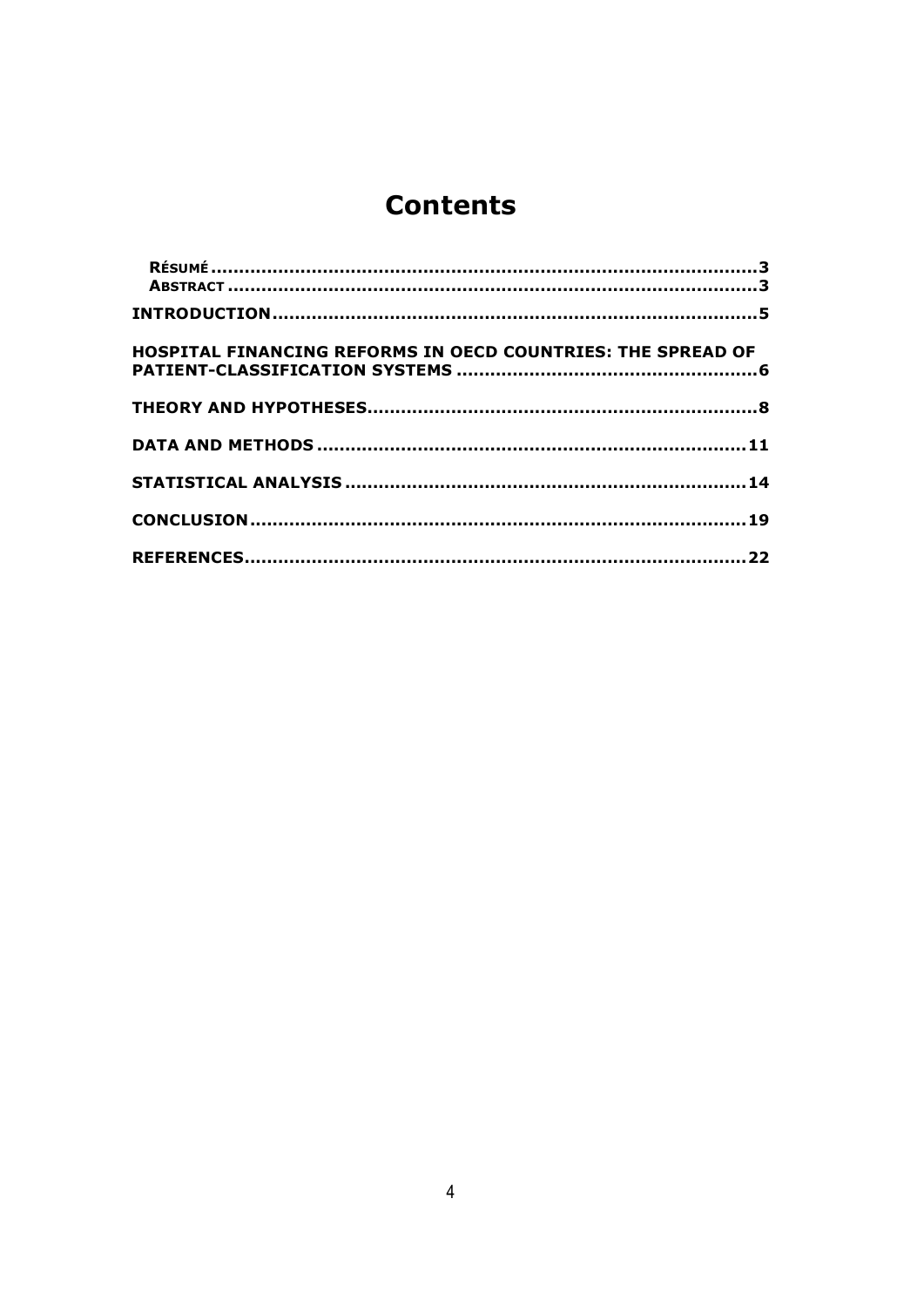# Contents

- Résumé ........................................................................................3
- Abstract .......................................................................................3

INTRODUCTION ................................................................................5

HOSPITAL FINANCING REFORMS IN OECD COUNTRIES: THE SPREAD OF PATIENT-CLASSIFICATION SYSTEMS ..........................................................6

THEORY AND HYPOTHESES ...............................................................8

DATA AND METHODS ......................................................................11

STATISTICAL ANALYSIS ..................................................................14

CONCLUSION ...................................................................................19

REFERENCES ....................................................................................22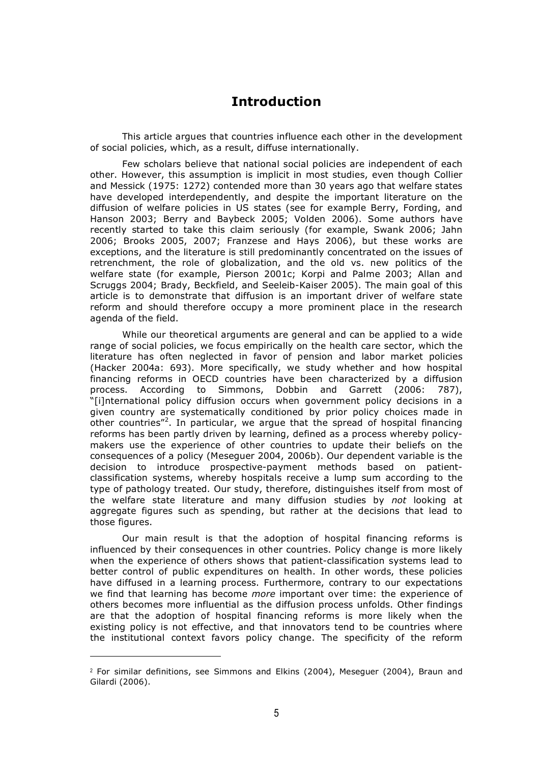# Introduction

This article argues that countries influence each other in the development of social policies, which, as a result, diffuse internationally.

Few scholars believe that national social policies are independent of each other. However, this assumption is implicit in most studies, even though Collier and Messick (1975: 1272) contended more than 30 years ago that welfare states have developed interdependently, and despite the important literature on the diffusion of welfare policies in US states (see for example Berry, Fording, and Hanson 2003; Berry and Baybeck 2005; Volden 2006). Some authors have recently started to take this claim seriously (for example, Swank 2006; Jahn 2006; Brooks 2005, 2007; Franzese and Hays 2006), but these works are exceptions, and the literature is still predominantly concentrated on the issues of retrenchment, the role of globalization, and the old vs. new politics of the welfare state (for example, Pierson 2001c; Korpi and Palme 2003; Allan and Scruggs 2004; Brady, Beckfield, and Seeleib-Kaiser 2005). The main goal of this article is to demonstrate that diffusion is an important driver of welfare state reform and should therefore occupy a more prominent place in the research agenda of the field.

While our theoretical arguments are general and can be applied to a wide range of social policies, we focus empirically on the health care sector, which the literature has often neglected in favor of pension and labor market policies (Hacker 2004a: 693). More specifically, we study whether and how hospital financing reforms in OECD countries have been characterized by a diffusion process. According to Simmons, Dobbin and Garrett (2006: 787), "[i]nternational policy diffusion occurs when government policy decisions in a given country are systematically conditioned by prior policy choices made in other countries"[2]. In particular, we argue that the spread of hospital financing reforms has been partly driven by learning, defined as a process whereby policy-makers use the experience of other countries to update their beliefs on the consequences of a policy (Meseguer 2004, 2006b). Our dependent variable is the decision to introduce prospective-payment methods based on patient-classification systems, whereby hospitals receive a lump sum according to the type of pathology treated. Our study, therefore, distinguishes itself from most of the welfare state literature and many diffusion studies by *not* looking at aggregate figures such as spending, but rather at the decisions that lead to those figures.

Our main result is that the adoption of hospital financing reforms is influenced by their consequences in other countries. Policy change is more likely when the experience of others shows that patient-classification systems lead to better control of public expenditures on health. In other words, these policies have diffused in a learning process. Furthermore, contrary to our expectations we find that learning has become *more* important over time: the experience of others becomes more influential as the diffusion process unfolds. Other findings are that the adoption of hospital financing reforms is more likely when the existing policy is not effective, and that innovators tend to be countries where the institutional context favors policy change. The specificity of the reform

[2] For similar definitions, see Simmons and Elkins (2004), Meseguer (2004), Braun and Gilardi (2006).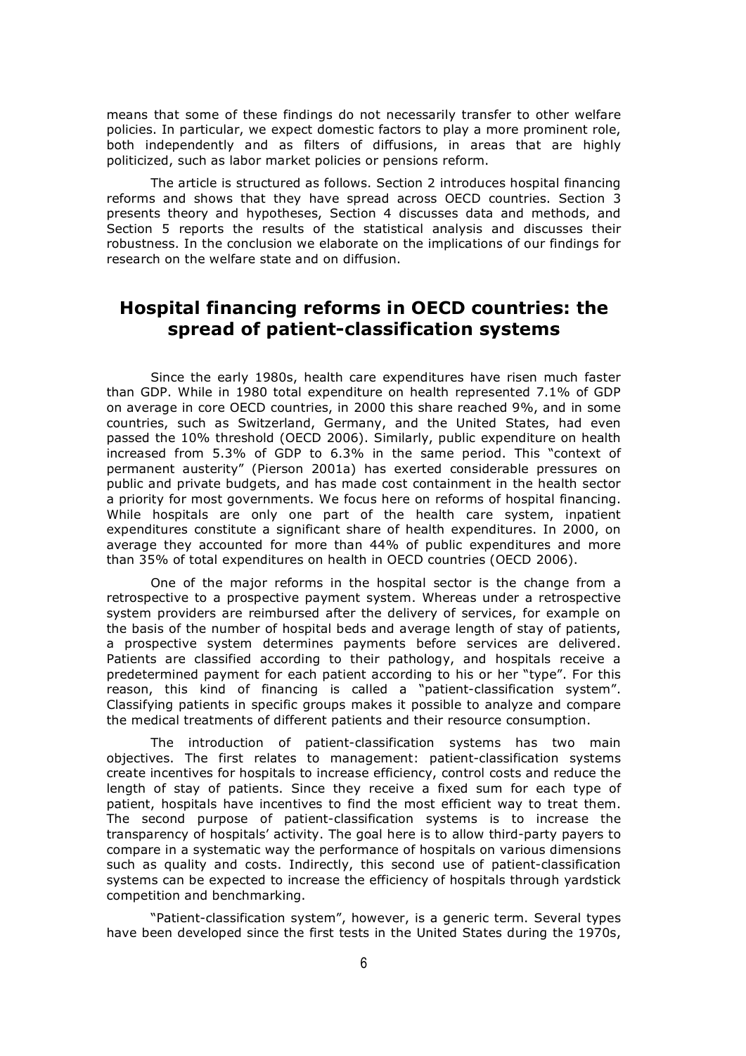means that some of these findings do not necessarily transfer to other welfare policies. In particular, we expect domestic factors to play a more prominent role, both independently and as filters of diffusions, in areas that are highly politicized, such as labor market policies or pensions reform.

The article is structured as follows. Section 2 introduces hospital financing reforms and shows that they have spread across OECD countries. Section 3 presents theory and hypotheses, Section 4 discusses data and methods, and Section 5 reports the results of the statistical analysis and discusses their robustness. In the conclusion we elaborate on the implications of our findings for research on the welfare state and on diffusion.

## Hospital financing reforms in OECD countries: the spread of patient-classification systems

Since the early 1980s, health care expenditures have risen much faster than GDP. While in 1980 total expenditure on health represented 7.1% of GDP on average in core OECD countries, in 2000 this share reached 9%, and in some countries, such as Switzerland, Germany, and the United States, had even passed the 10% threshold (OECD 2006). Similarly, public expenditure on health increased from 5.3% of GDP to 6.3% in the same period. This "context of permanent austerity" (Pierson 2001a) has exerted considerable pressures on public and private budgets, and has made cost containment in the health sector a priority for most governments. We focus here on reforms of hospital financing. While hospitals are only one part of the health care system, inpatient expenditures constitute a significant share of health expenditures. In 2000, on average they accounted for more than 44% of public expenditures and more than 35% of total expenditures on health in OECD countries (OECD 2006).

One of the major reforms in the hospital sector is the change from a retrospective to a prospective payment system. Whereas under a retrospective system providers are reimbursed after the delivery of services, for example on the basis of the number of hospital beds and average length of stay of patients, a prospective system determines payments before services are delivered. Patients are classified according to their pathology, and hospitals receive a predetermined payment for each patient according to his or her "type". For this reason, this kind of financing is called a "patient-classification system". Classifying patients in specific groups makes it possible to analyze and compare the medical treatments of different patients and their resource consumption.

The introduction of patient-classification systems has two main objectives. The first relates to management: patient-classification systems create incentives for hospitals to increase efficiency, control costs and reduce the length of stay of patients. Since they receive a fixed sum for each type of patient, hospitals have incentives to find the most efficient way to treat them. The second purpose of patient-classification systems is to increase the transparency of hospitals' activity. The goal here is to allow third-party payers to compare in a systematic way the performance of hospitals on various dimensions such as quality and costs. Indirectly, this second use of patient-classification systems can be expected to increase the efficiency of hospitals through yardstick competition and benchmarking.

"Patient-classification system", however, is a generic term. Several types have been developed since the first tests in the United States during the 1970s,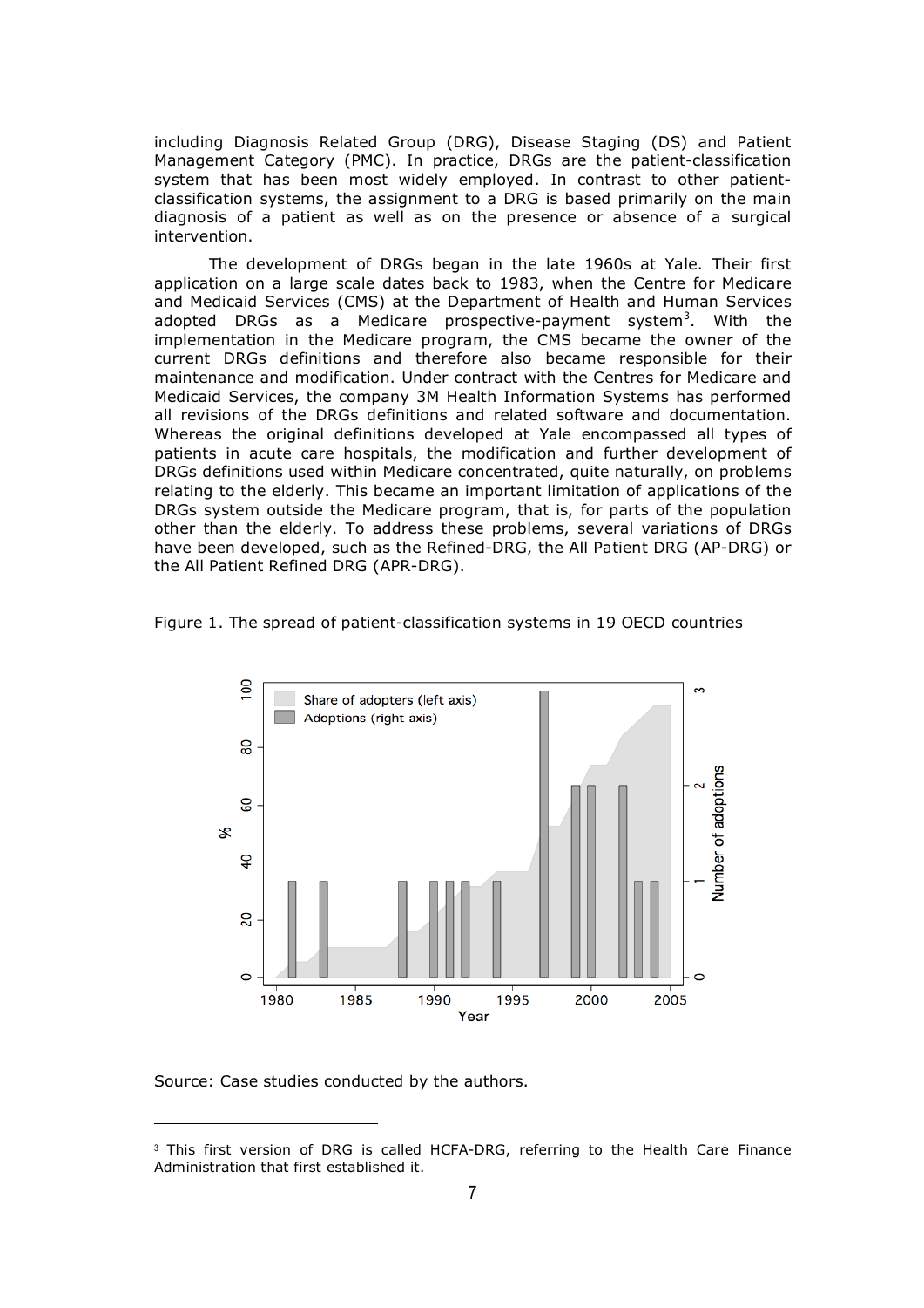including Diagnosis Related Group (DRG), Disease Staging (DS) and Patient Management Category (PMC). In practice, DRGs are the patient-classification system that has been most widely employed. In contrast to other patient-classification systems, the assignment to a DRG is based primarily on the main diagnosis of a patient as well as on the presence or absence of a surgical intervention.

The development of DRGs began in the late 1960s at Yale. Their first application on a large scale dates back to 1983, when the Centre for Medicare and Medicaid Services (CMS) at the Department of Health and Human Services adopted DRGs as a Medicare prospective-payment system[3]. With the implementation in the Medicare program, the CMS became the owner of the current DRGs definitions and therefore also became responsible for their maintenance and modification. Under contract with the Centres for Medicare and Medicaid Services, the company 3M Health Information Systems has performed all revisions of the DRGs definitions and related software and documentation. Whereas the original definitions developed at Yale encompassed all types of patients in acute care hospitals, the modification and further development of DRGs definitions used within Medicare concentrated, quite naturally, on problems relating to the elderly. This became an important limitation of applications of the DRGs system outside the Medicare program, that is, for parts of the population other than the elderly. To address these problems, several variations of DRGs have been developed, such as the Refined-DRG, the All Patient DRG (AP-DRG) or the All Patient Refined DRG (APR-DRG).

Figure 1. The spread of patient-classification systems in 19 OECD countries

Source: Case studies conducted by the authors.

---

[3] This first version of DRG is called HCFA-DRG, referring to the Health Care Finance Administration that first established it.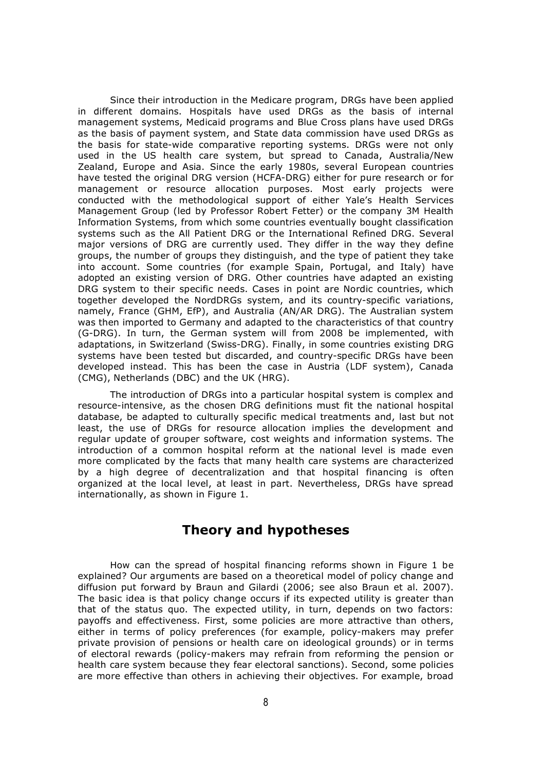Since their introduction in the Medicare program, DRGs have been applied in different domains. Hospitals have used DRGs as the basis of internal management systems, Medicaid programs and Blue Cross plans have used DRGs as the basis of payment system, and State data commission have used DRGs as the basis for state-wide comparative reporting systems. DRGs were not only used in the US health care system, but spread to Canada, Australia/New Zealand, Europe and Asia. Since the early 1980s, several European countries have tested the original DRG version (HCFA-DRG) either for pure research or for management or resource allocation purposes. Most early projects were conducted with the methodological support of either Yale's Health Services Management Group (led by Professor Robert Fetter) or the company 3M Health Information Systems, from which some countries eventually bought classification systems such as the All Patient DRG or the International Refined DRG. Several major versions of DRG are currently used. They differ in the way they define groups, the number of groups they distinguish, and the type of patient they take into account. Some countries (for example Spain, Portugal, and Italy) have adopted an existing version of DRG. Other countries have adapted an existing DRG system to their specific needs. Cases in point are Nordic countries, which together developed the NordDRGs system, and its country-specific variations, namely, France (GHM, EfP), and Australia (AN/AR DRG). The Australian system was then imported to Germany and adapted to the characteristics of that country (G-DRG). In turn, the German system will from 2008 be implemented, with adaptations, in Switzerland (Swiss-DRG). Finally, in some countries existing DRG systems have been tested but discarded, and country-specific DRGs have been developed instead. This has been the case in Austria (LDF system), Canada (CMG), Netherlands (DBC) and the UK (HRG).

The introduction of DRGs into a particular hospital system is complex and resource-intensive, as the chosen DRG definitions must fit the national hospital database, be adapted to culturally specific medical treatments and, last but not least, the use of DRGs for resource allocation implies the development and regular update of grouper software, cost weights and information systems. The introduction of a common hospital reform at the national level is made even more complicated by the facts that many health care systems are characterized by a high degree of decentralization and that hospital financing is often organized at the local level, at least in part. Nevertheless, DRGs have spread internationally, as shown in Figure 1.

## Theory and hypotheses

How can the spread of hospital financing reforms shown in Figure 1 be explained? Our arguments are based on a theoretical model of policy change and diffusion put forward by Braun and Gilardi (2006; see also Braun et al. 2007). The basic idea is that policy change occurs if its expected utility is greater than that of the status quo. The expected utility, in turn, depends on two factors: payoffs and effectiveness. First, some policies are more attractive than others, either in terms of policy preferences (for example, policy-makers may prefer private provision of pensions or health care on ideological grounds) or in terms of electoral rewards (policy-makers may refrain from reforming the pension or health care system because they fear electoral sanctions). Second, some policies are more effective than others in achieving their objectives. For example, broad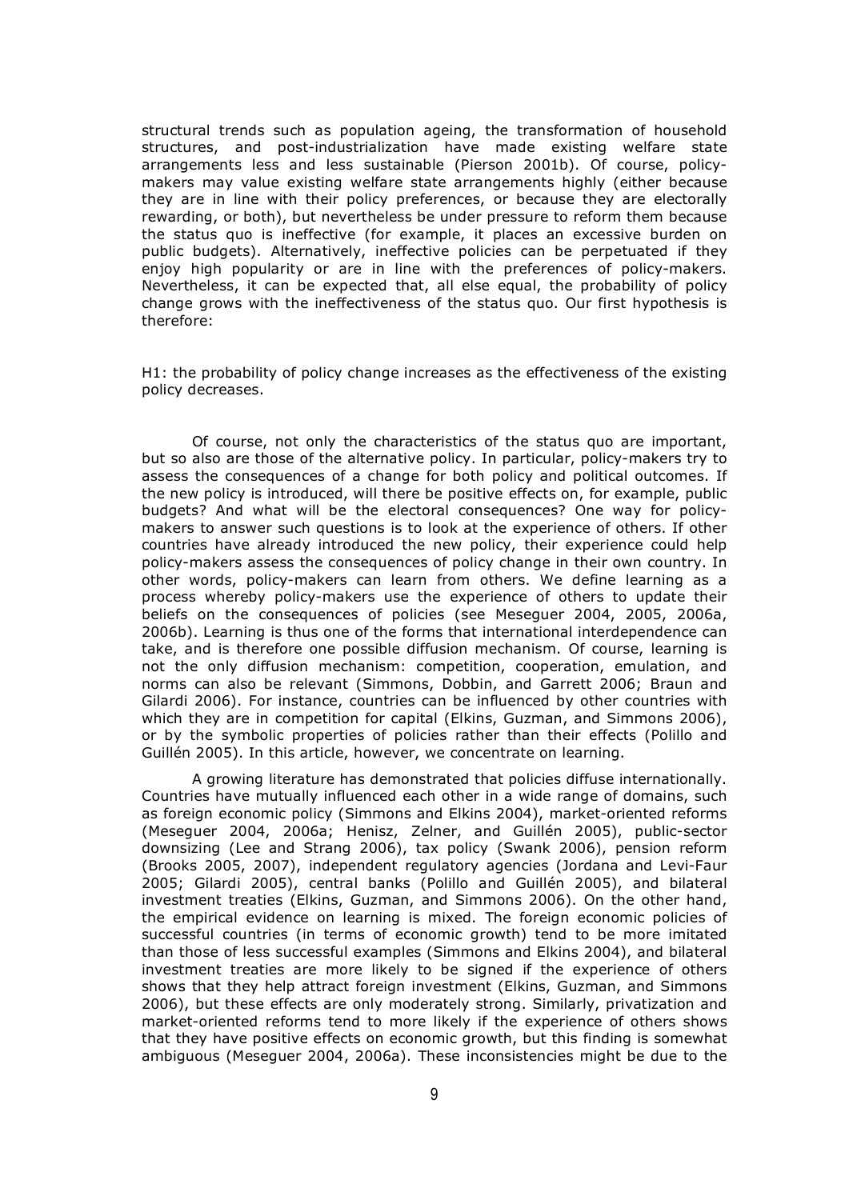structural trends such as population ageing, the transformation of household structures, and post-industrialization have made existing welfare state arrangements less and less sustainable (Pierson 2001b). Of course, policy-makers may value existing welfare state arrangements highly (either because they are in line with their policy preferences, or because they are electorally rewarding, or both), but nevertheless be under pressure to reform them because the status quo is ineffective (for example, it places an excessive burden on public budgets). Alternatively, ineffective policies can be perpetuated if they enjoy high popularity or are in line with the preferences of policy-makers. Nevertheless, it can be expected that, all else equal, the probability of policy change grows with the ineffectiveness of the status quo. Our first hypothesis is therefore:

H1: the probability of policy change increases as the effectiveness of the existing policy decreases.

Of course, not only the characteristics of the status quo are important, but so also are those of the alternative policy. In particular, policy-makers try to assess the consequences of a change for both policy and political outcomes. If the new policy is introduced, will there be positive effects on, for example, public budgets? And what will be the electoral consequences? One way for policy-makers to answer such questions is to look at the experience of others. If other countries have already introduced the new policy, their experience could help policy-makers assess the consequences of policy change in their own country. In other words, policy-makers can learn from others. We define learning as a process whereby policy-makers use the experience of others to update their beliefs on the consequences of policies (see Meseguer 2004, 2005, 2006a, 2006b). Learning is thus one of the forms that international interdependence can take, and is therefore one possible diffusion mechanism. Of course, learning is not the only diffusion mechanism: competition, cooperation, emulation, and norms can also be relevant (Simmons, Dobbin, and Garrett 2006; Braun and Gilardi 2006). For instance, countries can be influenced by other countries with which they are in competition for capital (Elkins, Guzman, and Simmons 2006), or by the symbolic properties of policies rather than their effects (Polillo and Guillén 2005). In this article, however, we concentrate on learning.

A growing literature has demonstrated that policies diffuse internationally. Countries have mutually influenced each other in a wide range of domains, such as foreign economic policy (Simmons and Elkins 2004), market-oriented reforms (Meseguer 2004, 2006a; Henisz, Zelner, and Guillén 2005), public-sector downsizing (Lee and Strang 2006), tax policy (Swank 2006), pension reform (Brooks 2005, 2007), independent regulatory agencies (Jordana and Levi-Faur 2005; Gilardi 2005), central banks (Polillo and Guillén 2005), and bilateral investment treaties (Elkins, Guzman, and Simmons 2006). On the other hand, the empirical evidence on learning is mixed. The foreign economic policies of successful countries (in terms of economic growth) tend to be more imitated than those of less successful examples (Simmons and Elkins 2004), and bilateral investment treaties are more likely to be signed if the experience of others shows that they help attract foreign investment (Elkins, Guzman, and Simmons 2006), but these effects are only moderately strong. Similarly, privatization and market-oriented reforms tend to more likely if the experience of others shows that they have positive effects on economic growth, but this finding is somewhat ambiguous (Meseguer 2004, 2006a). These inconsistencies might be due to the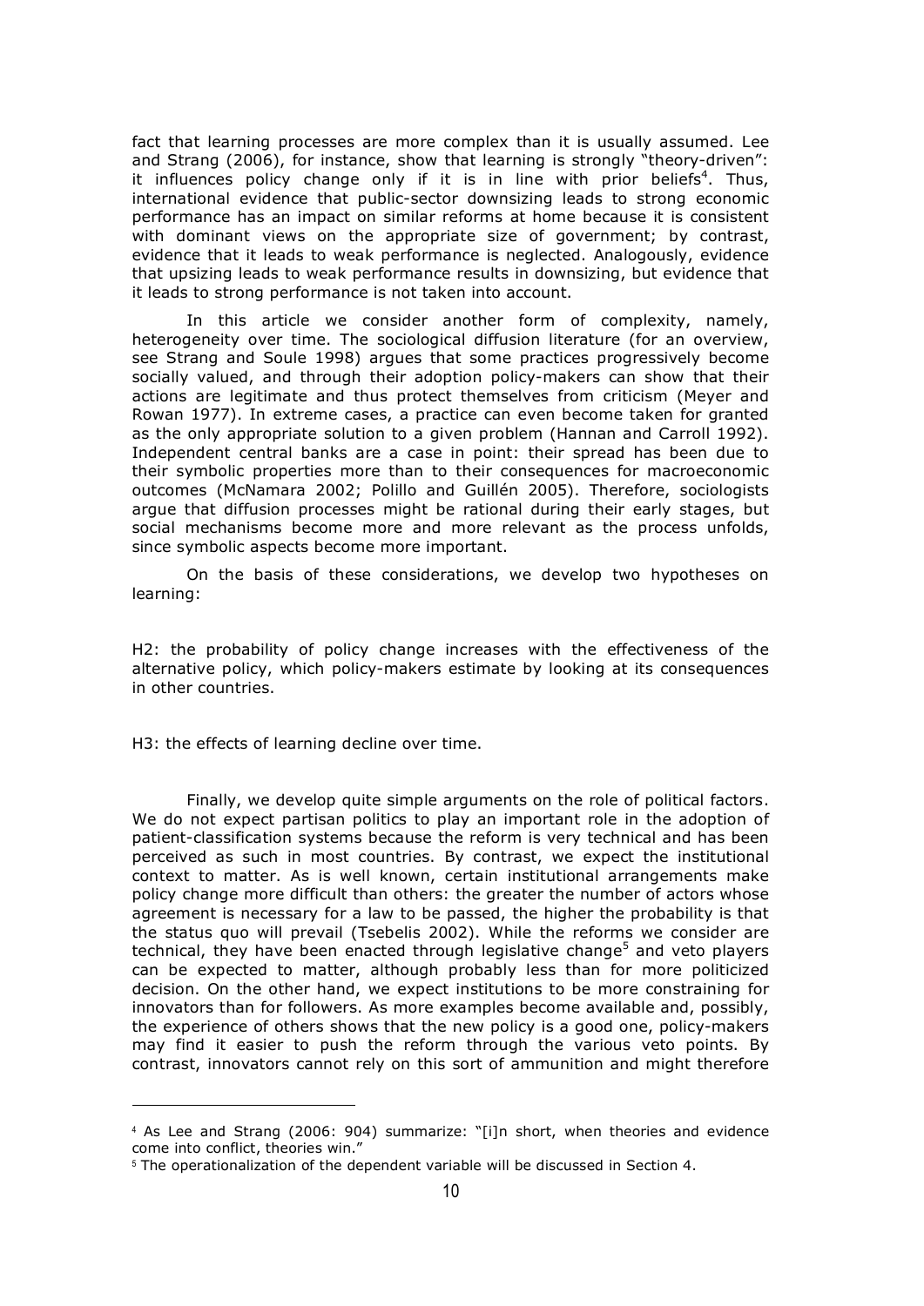fact that learning processes are more complex than it is usually assumed. Lee and Strang (2006), for instance, show that learning is strongly "theory-driven": it influences policy change only if it is in line with prior beliefs[4]. Thus, international evidence that public-sector downsizing leads to strong economic performance has an impact on similar reforms at home because it is consistent with dominant views on the appropriate size of government; by contrast, evidence that it leads to weak performance is neglected. Analogously, evidence that upsizing leads to weak performance results in downsizing, but evidence that it leads to strong performance is not taken into account.

In this article we consider another form of complexity, namely, heterogeneity over time. The sociological diffusion literature (for an overview, see Strang and Soule 1998) argues that some practices progressively become socially valued, and through their adoption policy-makers can show that their actions are legitimate and thus protect themselves from criticism (Meyer and Rowan 1977). In extreme cases, a practice can even become taken for granted as the only appropriate solution to a given problem (Hannan and Carroll 1992). Independent central banks are a case in point: their spread has been due to their symbolic properties more than to their consequences for macroeconomic outcomes (McNamara 2002; Polillo and Guillén 2005). Therefore, sociologists argue that diffusion processes might be rational during their early stages, but social mechanisms become more and more relevant as the process unfolds, since symbolic aspects become more important.

On the basis of these considerations, we develop two hypotheses on learning:

H2: the probability of policy change increases with the effectiveness of the alternative policy, which policy-makers estimate by looking at its consequences in other countries.

H3: the effects of learning decline over time.

Finally, we develop quite simple arguments on the role of political factors. We do not expect partisan politics to play an important role in the adoption of patient-classification systems because the reform is very technical and has been perceived as such in most countries. By contrast, we expect the institutional context to matter. As is well known, certain institutional arrangements make policy change more difficult than others: the greater the number of actors whose agreement is necessary for a law to be passed, the higher the probability is that the status quo will prevail (Tsebelis 2002). While the reforms we consider are technical, they have been enacted through legislative change[5] and veto players can be expected to matter, although probably less than for more politicized decision. On the other hand, we expect institutions to be more constraining for innovators than for followers. As more examples become available and, possibly, the experience of others shows that the new policy is a good one, policy-makers may find it easier to push the reform through the various veto points. By contrast, innovators cannot rely on this sort of ammunition and might therefore

[4] As Lee and Strang (2006: 904) summarize: "[i]n short, when theories and evidence come into conflict, theories win."

[5] The operationalization of the dependent variable will be discussed in Section 4.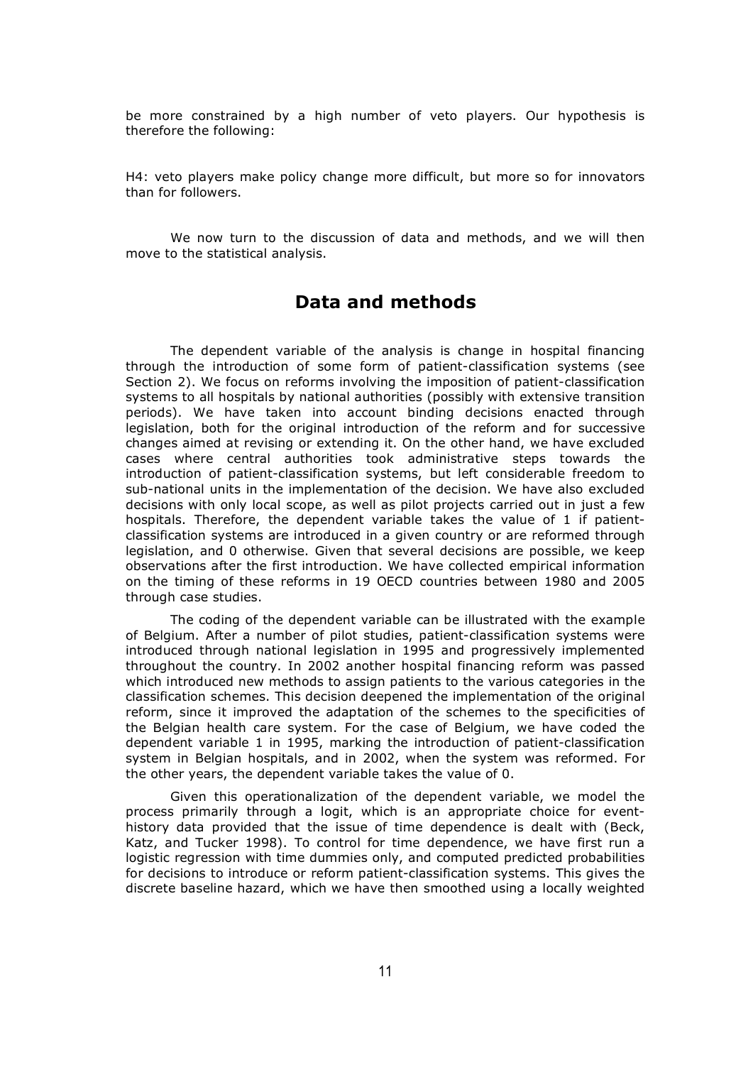be more constrained by a high number of veto players. Our hypothesis is therefore the following:

H4: veto players make policy change more difficult, but more so for innovators than for followers.

We now turn to the discussion of data and methods, and we will then move to the statistical analysis.

## Data and methods

The dependent variable of the analysis is change in hospital financing through the introduction of some form of patient-classification systems (see Section 2). We focus on reforms involving the imposition of patient-classification systems to all hospitals by national authorities (possibly with extensive transition periods). We have taken into account binding decisions enacted through legislation, both for the original introduction of the reform and for successive changes aimed at revising or extending it. On the other hand, we have excluded cases where central authorities took administrative steps towards the introduction of patient-classification systems, but left considerable freedom to sub-national units in the implementation of the decision. We have also excluded decisions with only local scope, as well as pilot projects carried out in just a few hospitals. Therefore, the dependent variable takes the value of 1 if patient-classification systems are introduced in a given country or are reformed through legislation, and 0 otherwise. Given that several decisions are possible, we keep observations after the first introduction. We have collected empirical information on the timing of these reforms in 19 OECD countries between 1980 and 2005 through case studies.

The coding of the dependent variable can be illustrated with the example of Belgium. After a number of pilot studies, patient-classification systems were introduced through national legislation in 1995 and progressively implemented throughout the country. In 2002 another hospital financing reform was passed which introduced new methods to assign patients to the various categories in the classification schemes. This decision deepened the implementation of the original reform, since it improved the adaptation of the schemes to the specificities of the Belgian health care system. For the case of Belgium, we have coded the dependent variable 1 in 1995, marking the introduction of patient-classification system in Belgian hospitals, and in 2002, when the system was reformed. For the other years, the dependent variable takes the value of 0.

Given this operationalization of the dependent variable, we model the process primarily through a logit, which is an appropriate choice for event-history data provided that the issue of time dependence is dealt with (Beck, Katz, and Tucker 1998). To control for time dependence, we have first run a logistic regression with time dummies only, and computed predicted probabilities for decisions to introduce or reform patient-classification systems. This gives the discrete baseline hazard, which we have then smoothed using a locally weighted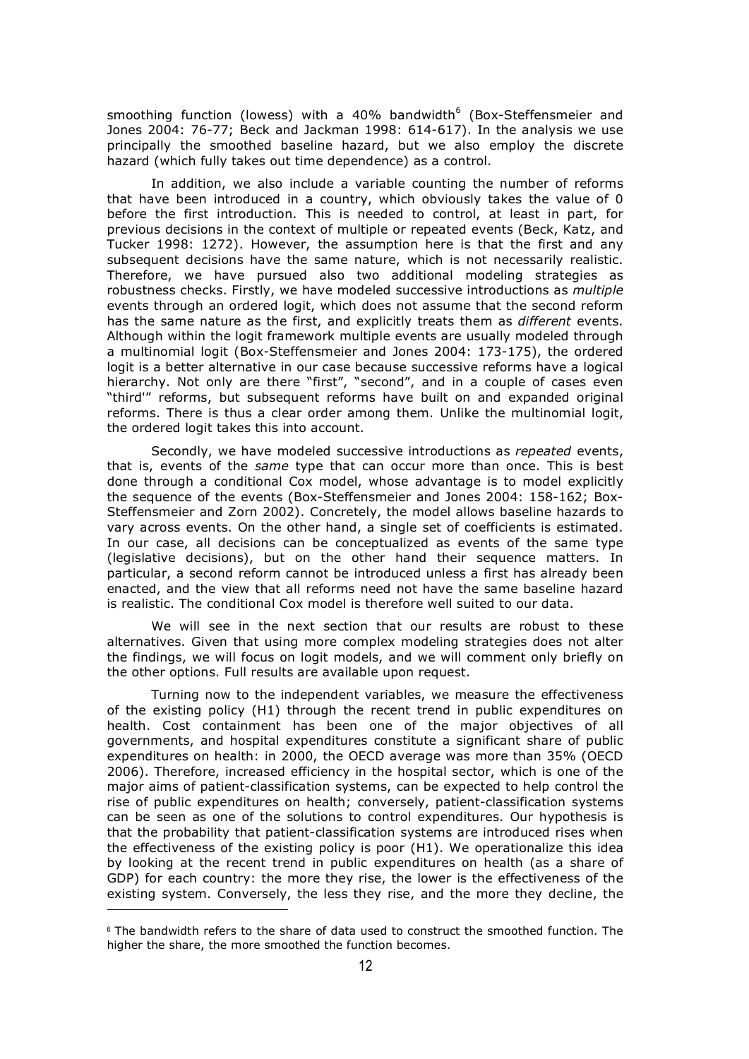smoothing function (lowess) with a 40% bandwidth[6] (Box-Steffensmeier and Jones 2004: 76-77; Beck and Jackman 1998: 614-617). In the analysis we use principally the smoothed baseline hazard, but we also employ the discrete hazard (which fully takes out time dependence) as a control.

In addition, we also include a variable counting the number of reforms that have been introduced in a country, which obviously takes the value of 0 before the first introduction. This is needed to control, at least in part, for previous decisions in the context of multiple or repeated events (Beck, Katz, and Tucker 1998: 1272). However, the assumption here is that the first and any subsequent decisions have the same nature, which is not necessarily realistic. Therefore, we have pursued also two additional modeling strategies as robustness checks. Firstly, we have modeled successive introductions as *multiple* events through an ordered logit, which does not assume that the second reform has the same nature as the first, and explicitly treats them as *different* events. Although within the logit framework multiple events are usually modeled through a multinomial logit (Box-Steffensmeier and Jones 2004: 173-175), the ordered logit is a better alternative in our case because successive reforms have a logical hierarchy. Not only are there "first", "second", and in a couple of cases even "third'" reforms, but subsequent reforms have built on and expanded original reforms. There is thus a clear order among them. Unlike the multinomial logit, the ordered logit takes this into account.

Secondly, we have modeled successive introductions as *repeated* events, that is, events of the *same* type that can occur more than once. This is best done through a conditional Cox model, whose advantage is to model explicitly the sequence of the events (Box-Steffensmeier and Jones 2004: 158-162; Box-Steffensmeier and Zorn 2002). Concretely, the model allows baseline hazards to vary across events. On the other hand, a single set of coefficients is estimated. In our case, all decisions can be conceptualized as events of the same type (legislative decisions), but on the other hand their sequence matters. In particular, a second reform cannot be introduced unless a first has already been enacted, and the view that all reforms need not have the same baseline hazard is realistic. The conditional Cox model is therefore well suited to our data.

We will see in the next section that our results are robust to these alternatives. Given that using more complex modeling strategies does not alter the findings, we will focus on logit models, and we will comment only briefly on the other options. Full results are available upon request.

Turning now to the independent variables, we measure the effectiveness of the existing policy (H1) through the recent trend in public expenditures on health. Cost containment has been one of the major objectives of all governments, and hospital expenditures constitute a significant share of public expenditures on health: in 2000, the OECD average was more than 35% (OECD 2006). Therefore, increased efficiency in the hospital sector, which is one of the major aims of patient-classification systems, can be expected to help control the rise of public expenditures on health; conversely, patient-classification systems can be seen as one of the solutions to control expenditures. Our hypothesis is that the probability that patient-classification systems are introduced rises when the effectiveness of the existing policy is poor (H1). We operationalize this idea by looking at the recent trend in public expenditures on health (as a share of GDP) for each country: the more they rise, the lower is the effectiveness of the existing system. Conversely, the less they rise, and the more they decline, the

[6] The bandwidth refers to the share of data used to construct the smoothed function. The higher the share, the more smoothed the function becomes.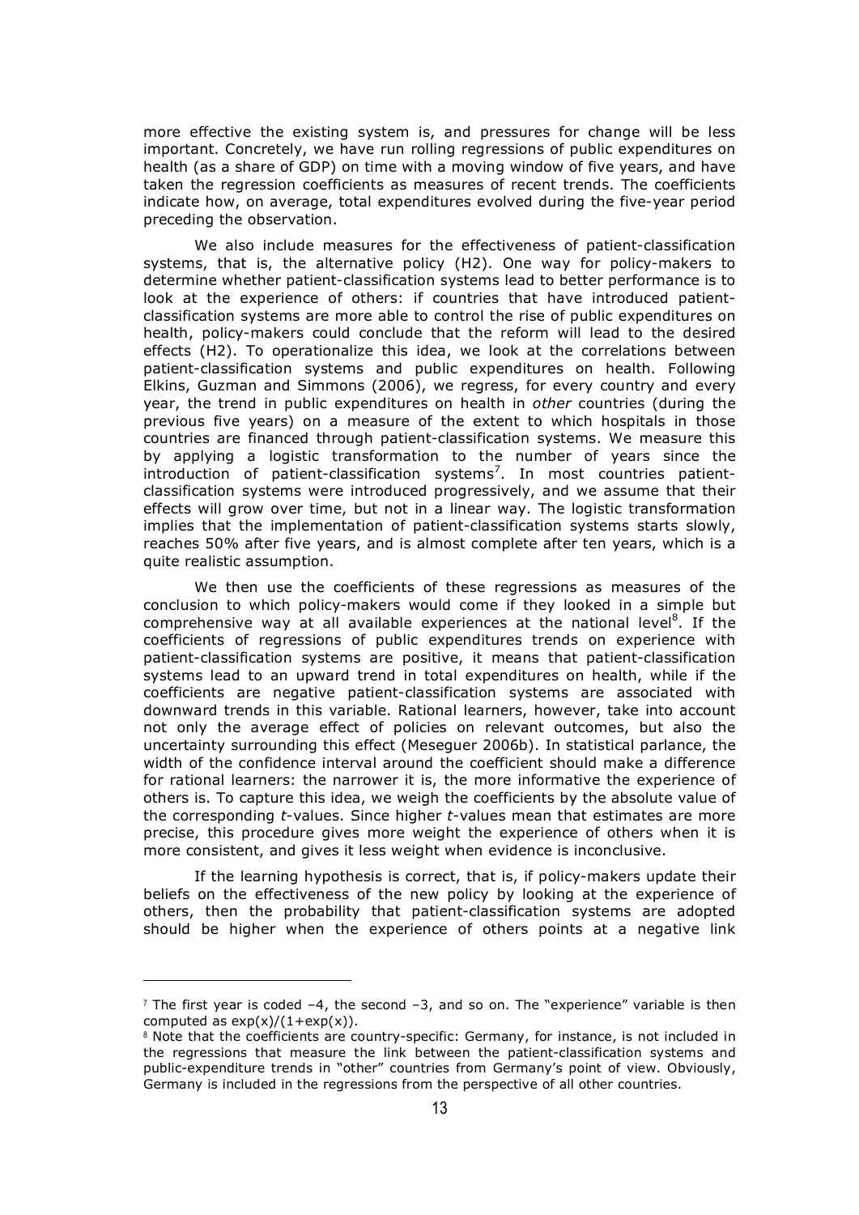more effective the existing system is, and pressures for change will be less important. Concretely, we have run rolling regressions of public expenditures on health (as a share of GDP) on time with a moving window of five years, and have taken the regression coefficients as measures of recent trends. The coefficients indicate how, on average, total expenditures evolved during the five-year period preceding the observation.

We also include measures for the effectiveness of patient-classification systems, that is, the alternative policy (H2). One way for policy-makers to determine whether patient-classification systems lead to better performance is to look at the experience of others: if countries that have introduced patient-classification systems are more able to control the rise of public expenditures on health, policy-makers could conclude that the reform will lead to the desired effects (H2). To operationalize this idea, we look at the correlations between patient-classification systems and public expenditures on health. Following Elkins, Guzman and Simmons (2006), we regress, for every country and every year, the trend in public expenditures on health in *other* countries (during the previous five years) on a measure of the extent to which hospitals in those countries are financed through patient-classification systems. We measure this by applying a logistic transformation to the number of years since the introduction of patient-classification systems[7]. In most countries patient-classification systems were introduced progressively, and we assume that their effects will grow over time, but not in a linear way. The logistic transformation implies that the implementation of patient-classification systems starts slowly, reaches 50% after five years, and is almost complete after ten years, which is a quite realistic assumption.

We then use the coefficients of these regressions as measures of the conclusion to which policy-makers would come if they looked in a simple but comprehensive way at all available experiences at the national level[8]. If the coefficients of regressions of public expenditures trends on experience with patient-classification systems are positive, it means that patient-classification systems lead to an upward trend in total expenditures on health, while if the coefficients are negative patient-classification systems are associated with downward trends in this variable. Rational learners, however, take into account not only the average effect of policies on relevant outcomes, but also the uncertainty surrounding this effect (Meseguer 2006b). In statistical parlance, the width of the confidence interval around the coefficient should make a difference for rational learners: the narrower it is, the more informative the experience of others is. To capture this idea, we weigh the coefficients by the absolute value of the corresponding *t*-values. Since higher *t*-values mean that estimates are more precise, this procedure gives more weight the experience of others when it is more consistent, and gives it less weight when evidence is inconclusive.

If the learning hypothesis is correct, that is, if policy-makers update their beliefs on the effectiveness of the new policy by looking at the experience of others, then the probability that patient-classification systems are adopted should be higher when the experience of others points at a negative link

---

[7] The first year is coded –4, the second –3, and so on. The "experience" variable is then computed as $\exp(x)/(1+\exp(x))$.

[8] Note that the coefficients are country-specific: Germany, for instance, is not included in the regressions that measure the link between the patient-classification systems and public-expenditure trends in "other" countries from Germany's point of view. Obviously, Germany is included in the regressions from the perspective of all other countries.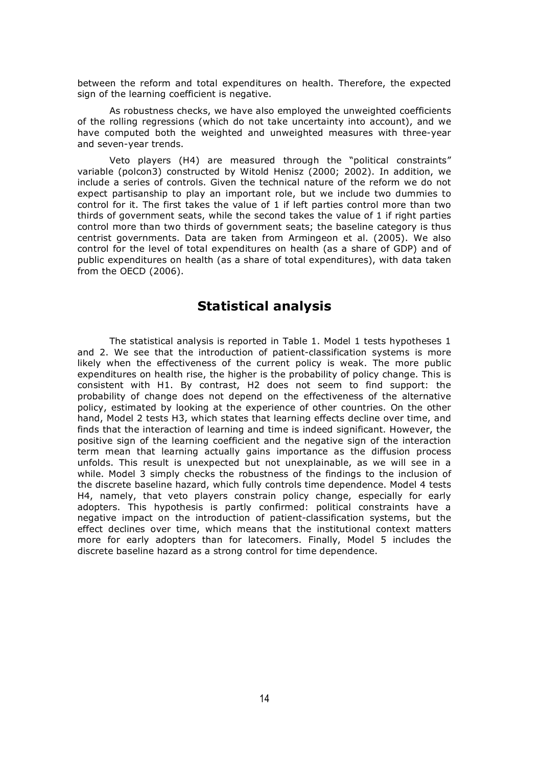between the reform and total expenditures on health. Therefore, the expected sign of the learning coefficient is negative.

As robustness checks, we have also employed the unweighted coefficients of the rolling regressions (which do not take uncertainty into account), and we have computed both the weighted and unweighted measures with three-year and seven-year trends.

Veto players (H4) are measured through the "political constraints" variable (polcon3) constructed by Witold Henisz (2000; 2002). In addition, we include a series of controls. Given the technical nature of the reform we do not expect partisanship to play an important role, but we include two dummies to control for it. The first takes the value of 1 if left parties control more than two thirds of government seats, while the second takes the value of 1 if right parties control more than two thirds of government seats; the baseline category is thus centrist governments. Data are taken from Armingeon et al. (2005). We also control for the level of total expenditures on health (as a share of GDP) and of public expenditures on health (as a share of total expenditures), with data taken from the OECD (2006).

## Statistical analysis

The statistical analysis is reported in Table 1. Model 1 tests hypotheses 1 and 2. We see that the introduction of patient-classification systems is more likely when the effectiveness of the current policy is weak. The more public expenditures on health rise, the higher is the probability of policy change. This is consistent with H1. By contrast, H2 does not seem to find support: the probability of change does not depend on the effectiveness of the alternative policy, estimated by looking at the experience of other countries. On the other hand, Model 2 tests H3, which states that learning effects decline over time, and finds that the interaction of learning and time is indeed significant. However, the positive sign of the learning coefficient and the negative sign of the interaction term mean that learning actually gains importance as the diffusion process unfolds. This result is unexpected but not unexplainable, as we will see in a while. Model 3 simply checks the robustness of the findings to the inclusion of the discrete baseline hazard, which fully controls time dependence. Model 4 tests H4, namely, that veto players constrain policy change, especially for early adopters. This hypothesis is partly confirmed: political constraints have a negative impact on the introduction of patient-classification systems, but the effect declines over time, which means that the institutional context matters more for early adopters than for latecomers. Finally, Model 5 includes the discrete baseline hazard as a strong control for time dependence.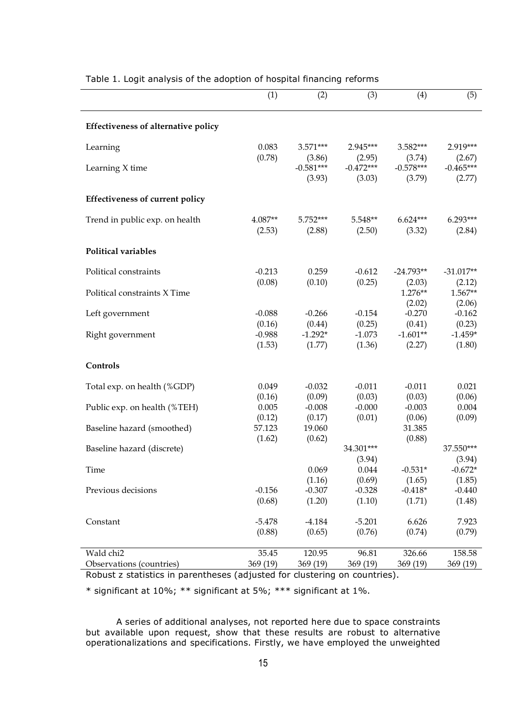Table 1. Logit analysis of the adoption of hospital financing reforms

| | (1) | (2) | (3) | (4) | (5) |
|---|---|---|---|---|---|
| **Effectiveness of alternative policy** | | | | | |
| Learning | 0.083 | 3.571*** | 2.945*** | 3.582*** | 2.919*** |
| | (0.78) | (3.86) | (2.95) | (3.74) | (2.67) |
| Learning X time | | -0.581*** | -0.472*** | -0.578*** | -0.465*** |
| | | (3.93) | (3.03) | (3.79) | (2.77) |
| **Effectiveness of current policy** | | | | | |
| Trend in public exp. on health | 4.087** | 5.752*** | 5.548** | 6.624*** | 6.293*** |
| | (2.53) | (2.88) | (2.50) | (3.32) | (2.84) |
| **Political variables** | | | | | |
| Political constraints | -0.213 | 0.259 | -0.612 | -24.793** | -31.017** |
| | (0.08) | (0.10) | (0.25) | (2.03) | (2.12) |
| Political constraints X Time | | | | 1.276** | 1.567** |
| | | | | (2.02) | (2.06) |
| Left government | -0.088 | -0.266 | -0.154 | -0.270 | -0.162 |
| | (0.16) | (0.44) | (0.25) | (0.41) | (0.23) |
| Right government | -0.988 | -1.292* | -1.073 | -1.601** | -1.459* |
| | (1.53) | (1.77) | (1.36) | (2.27) | (1.80) |
| **Controls** | | | | | |
| Total exp. on health (%GDP) | 0.049 | -0.032 | -0.011 | -0.011 | 0.021 |
| | (0.16) | (0.09) | (0.03) | (0.03) | (0.06) |
| Public exp. on health (%TEH) | 0.005 | -0.008 | -0.000 | -0.003 | 0.004 |
| | (0.12) | (0.17) | (0.01) | (0.06) | (0.09) |
| Baseline hazard (smoothed) | 57.123 | 19.060 | | 31.385 | |
| | (1.62) | (0.62) | | (0.88) | |
| Baseline hazard (discrete) | | | 34.301*** | | 37.550*** |
| | | | (3.94) | | (3.94) |
| Time | | 0.069 | 0.044 | -0.531* | -0.672* |
| | | (1.16) | (0.69) | (1.65) | (1.85) |
| Previous decisions | -0.156 | -0.307 | -0.328 | -0.418* | -0.440 |
| | (0.68) | (1.20) | (1.10) | (1.71) | (1.48) |
| Constant | -5.478 | -4.184 | -5.201 | 6.626 | 7.923 |
| | (0.88) | (0.65) | (0.76) | (0.74) | (0.79) |
| Wald chi2 | 35.45 | 120.95 | 96.81 | 326.66 | 158.58 |
| Observations (countries) | 369 (19) | 369 (19) | 369 (19) | 369 (19) | 369 (19) |

Robust z statistics in parentheses (adjusted for clustering on countries).

* significant at 10%; ** significant at 5%; *** significant at 1%.

A series of additional analyses, not reported here due to space constraints but available upon request, show that these results are robust to alternative operationalizations and specifications. Firstly, we have employed the unweighted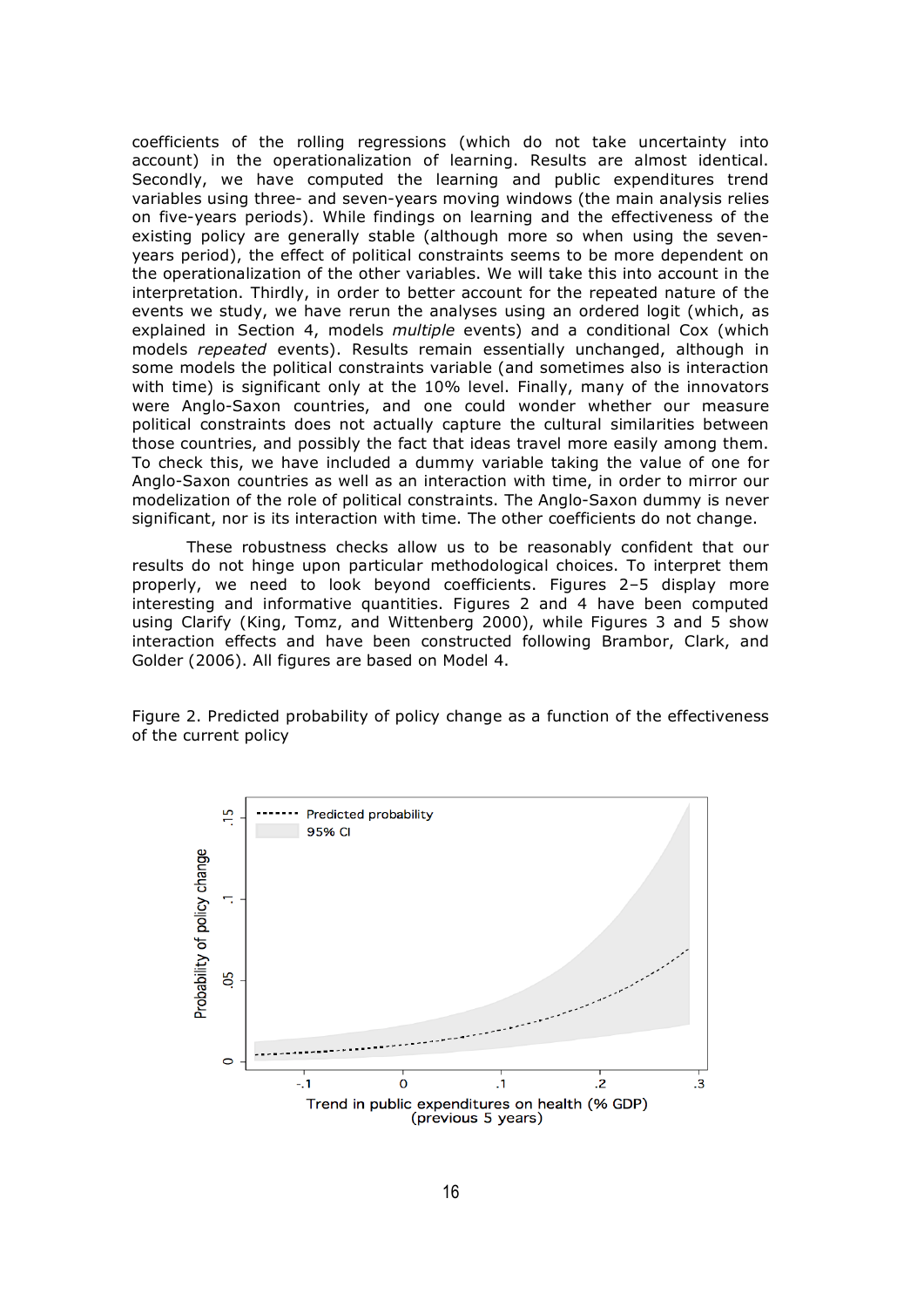coefficients of the rolling regressions (which do not take uncertainty into account) in the operationalization of learning. Results are almost identical. Secondly, we have computed the learning and public expenditures trend variables using three- and seven-years moving windows (the main analysis relies on five-years periods). While findings on learning and the effectiveness of the existing policy are generally stable (although more so when using the seven-years period), the effect of political constraints seems to be more dependent on the operationalization of the other variables. We will take this into account in the interpretation. Thirdly, in order to better account for the repeated nature of the events we study, we have rerun the analyses using an ordered logit (which, as explained in Section 4, models *multiple* events) and a conditional Cox (which models *repeated* events). Results remain essentially unchanged, although in some models the political constraints variable (and sometimes also is interaction with time) is significant only at the 10% level. Finally, many of the innovators were Anglo-Saxon countries, and one could wonder whether our measure political constraints does not actually capture the cultural similarities between those countries, and possibly the fact that ideas travel more easily among them. To check this, we have included a dummy variable taking the value of one for Anglo-Saxon countries as well as an interaction with time, in order to mirror our modelization of the role of political constraints. The Anglo-Saxon dummy is never significant, nor is its interaction with time. The other coefficients do not change.

These robustness checks allow us to be reasonably confident that our results do not hinge upon particular methodological choices. To interpret them properly, we need to look beyond coefficients. Figures 2–5 display more interesting and informative quantities. Figures 2 and 4 have been computed using Clarify (King, Tomz, and Wittenberg 2000), while Figures 3 and 5 show interaction effects and have been constructed following Brambor, Clark, and Golder (2006). All figures are based on Model 4.

Figure 2. Predicted probability of policy change as a function of the effectiveness of the current policy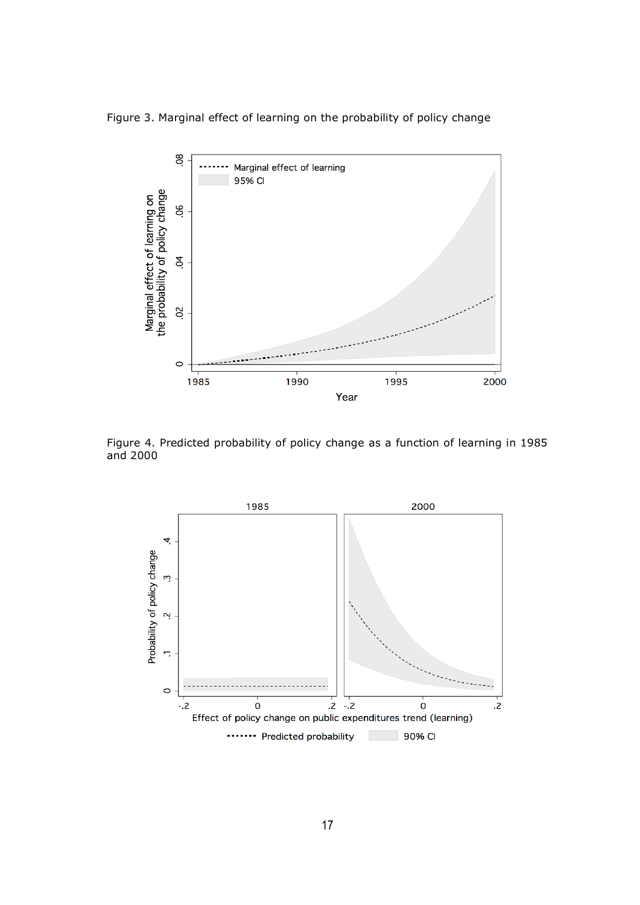Figure 3. Marginal effect of learning on the probability of policy change

Figure 4. Predicted probability of policy change as a function of learning in 1985 and 2000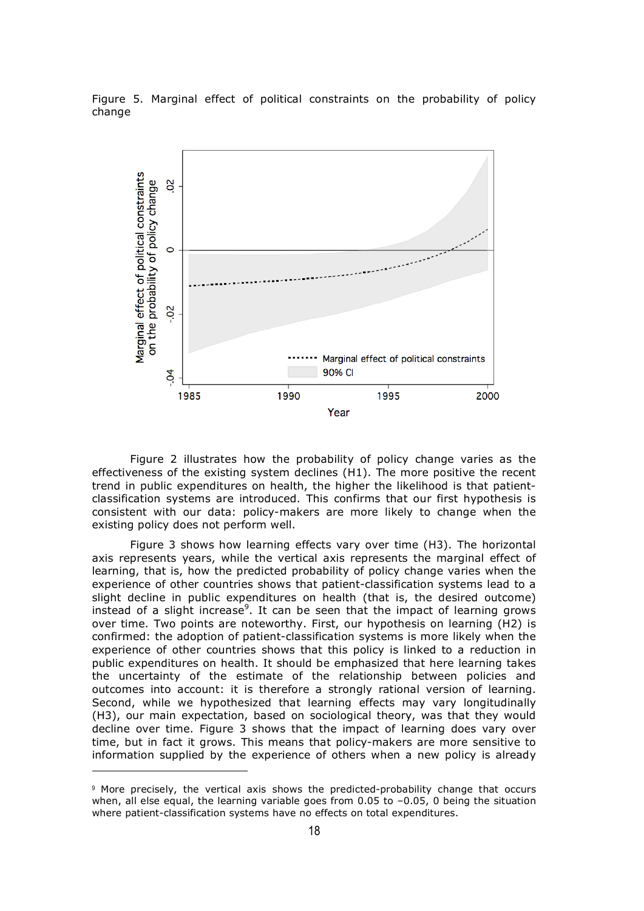Figure 5. Marginal effect of political constraints on the probability of policy change

Figure 2 illustrates how the probability of policy change varies as the effectiveness of the existing system declines (H1). The more positive the recent trend in public expenditures on health, the higher the likelihood is that patient-classification systems are introduced. This confirms that our first hypothesis is consistent with our data: policy-makers are more likely to change when the existing policy does not perform well.

Figure 3 shows how learning effects vary over time (H3). The horizontal axis represents years, while the vertical axis represents the marginal effect of learning, that is, how the predicted probability of policy change varies when the experience of other countries shows that patient-classification systems lead to a slight decline in public expenditures on health (that is, the desired outcome) instead of a slight increase[9]. It can be seen that the impact of learning grows over time. Two points are noteworthy. First, our hypothesis on learning (H2) is confirmed: the adoption of patient-classification systems is more likely when the experience of other countries shows that this policy is linked to a reduction in public expenditures on health. It should be emphasized that here learning takes the uncertainty of the estimate of the relationship between policies and outcomes into account: it is therefore a strongly rational version of learning. Second, while we hypothesized that learning effects may vary longitudinally (H3), our main expectation, based on sociological theory, was that they would decline over time. Figure 3 shows that the impact of learning does vary over time, but in fact it grows. This means that policy-makers are more sensitive to information supplied by the experience of others when a new policy is already

[9] More precisely, the vertical axis shows the predicted-probability change that occurs when, all else equal, the learning variable goes from 0.05 to –0.05, 0 being the situation where patient-classification systems have no effects on total expenditures.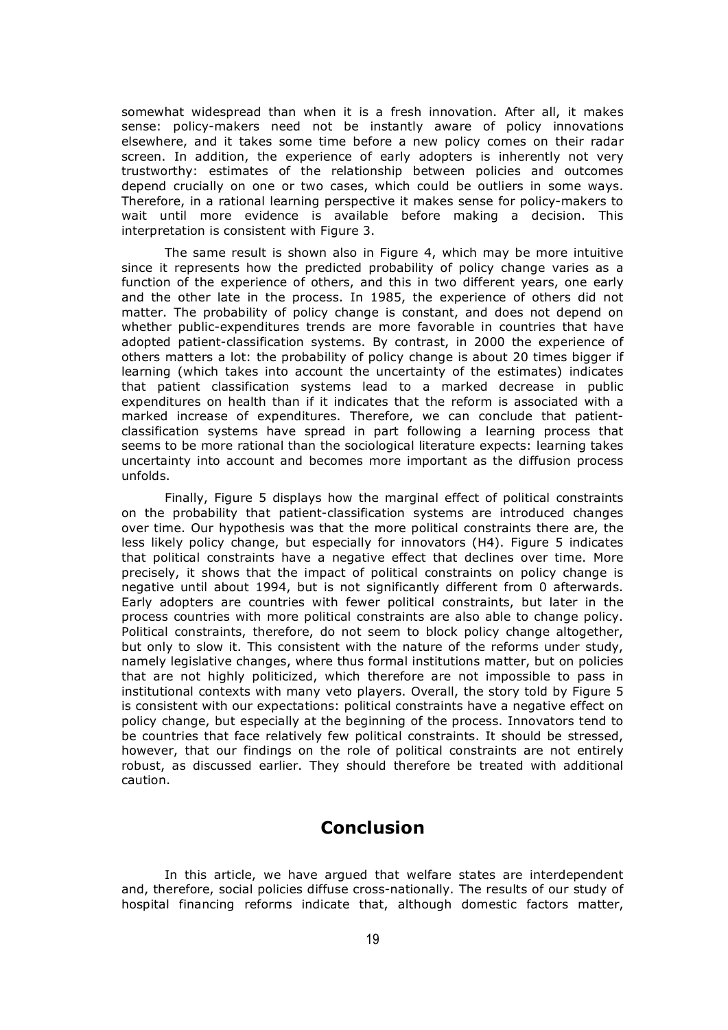somewhat widespread than when it is a fresh innovation. After all, it makes sense: policy-makers need not be instantly aware of policy innovations elsewhere, and it takes some time before a new policy comes on their radar screen. In addition, the experience of early adopters is inherently not very trustworthy: estimates of the relationship between policies and outcomes depend crucially on one or two cases, which could be outliers in some ways. Therefore, in a rational learning perspective it makes sense for policy-makers to wait until more evidence is available before making a decision. This interpretation is consistent with Figure 3.

The same result is shown also in Figure 4, which may be more intuitive since it represents how the predicted probability of policy change varies as a function of the experience of others, and this in two different years, one early and the other late in the process. In 1985, the experience of others did not matter. The probability of policy change is constant, and does not depend on whether public-expenditures trends are more favorable in countries that have adopted patient-classification systems. By contrast, in 2000 the experience of others matters a lot: the probability of policy change is about 20 times bigger if learning (which takes into account the uncertainty of the estimates) indicates that patient classification systems lead to a marked decrease in public expenditures on health than if it indicates that the reform is associated with a marked increase of expenditures. Therefore, we can conclude that patient-classification systems have spread in part following a learning process that seems to be more rational than the sociological literature expects: learning takes uncertainty into account and becomes more important as the diffusion process unfolds.

Finally, Figure 5 displays how the marginal effect of political constraints on the probability that patient-classification systems are introduced changes over time. Our hypothesis was that the more political constraints there are, the less likely policy change, but especially for innovators (H4). Figure 5 indicates that political constraints have a negative effect that declines over time. More precisely, it shows that the impact of political constraints on policy change is negative until about 1994, but is not significantly different from 0 afterwards. Early adopters are countries with fewer political constraints, but later in the process countries with more political constraints are also able to change policy. Political constraints, therefore, do not seem to block policy change altogether, but only to slow it. This consistent with the nature of the reforms under study, namely legislative changes, where thus formal institutions matter, but on policies that are not highly politicized, which therefore are not impossible to pass in institutional contexts with many veto players. Overall, the story told by Figure 5 is consistent with our expectations: political constraints have a negative effect on policy change, but especially at the beginning of the process. Innovators tend to be countries that face relatively few political constraints. It should be stressed, however, that our findings on the role of political constraints are not entirely robust, as discussed earlier. They should therefore be treated with additional caution.

## Conclusion

In this article, we have argued that welfare states are interdependent and, therefore, social policies diffuse cross-nationally. The results of our study of hospital financing reforms indicate that, although domestic factors matter,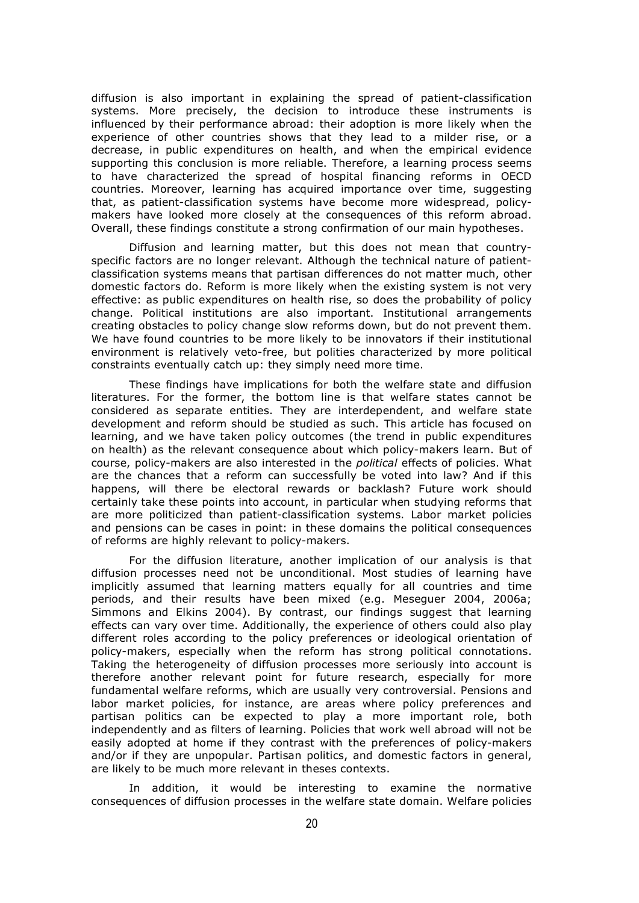diffusion is also important in explaining the spread of patient-classification systems. More precisely, the decision to introduce these instruments is influenced by their performance abroad: their adoption is more likely when the experience of other countries shows that they lead to a milder rise, or a decrease, in public expenditures on health, and when the empirical evidence supporting this conclusion is more reliable. Therefore, a learning process seems to have characterized the spread of hospital financing reforms in OECD countries. Moreover, learning has acquired importance over time, suggesting that, as patient-classification systems have become more widespread, policy-makers have looked more closely at the consequences of this reform abroad. Overall, these findings constitute a strong confirmation of our main hypotheses.

Diffusion and learning matter, but this does not mean that country-specific factors are no longer relevant. Although the technical nature of patient-classification systems means that partisan differences do not matter much, other domestic factors do. Reform is more likely when the existing system is not very effective: as public expenditures on health rise, so does the probability of policy change. Political institutions are also important. Institutional arrangements creating obstacles to policy change slow reforms down, but do not prevent them. We have found countries to be more likely to be innovators if their institutional environment is relatively veto-free, but polities characterized by more political constraints eventually catch up: they simply need more time.

These findings have implications for both the welfare state and diffusion literatures. For the former, the bottom line is that welfare states cannot be considered as separate entities. They are interdependent, and welfare state development and reform should be studied as such. This article has focused on learning, and we have taken policy outcomes (the trend in public expenditures on health) as the relevant consequence about which policy-makers learn. But of course, policy-makers are also interested in the *political* effects of policies. What are the chances that a reform can successfully be voted into law? And if this happens, will there be electoral rewards or backlash? Future work should certainly take these points into account, in particular when studying reforms that are more politicized than patient-classification systems. Labor market policies and pensions can be cases in point: in these domains the political consequences of reforms are highly relevant to policy-makers.

For the diffusion literature, another implication of our analysis is that diffusion processes need not be unconditional. Most studies of learning have implicitly assumed that learning matters equally for all countries and time periods, and their results have been mixed (e.g. Meseguer 2004, 2006a; Simmons and Elkins 2004). By contrast, our findings suggest that learning effects can vary over time. Additionally, the experience of others could also play different roles according to the policy preferences or ideological orientation of policy-makers, especially when the reform has strong political connotations. Taking the heterogeneity of diffusion processes more seriously into account is therefore another relevant point for future research, especially for more fundamental welfare reforms, which are usually very controversial. Pensions and labor market policies, for instance, are areas where policy preferences and partisan politics can be expected to play a more important role, both independently and as filters of learning. Policies that work well abroad will not be easily adopted at home if they contrast with the preferences of policy-makers and/or if they are unpopular. Partisan politics, and domestic factors in general, are likely to be much more relevant in theses contexts.

In addition, it would be interesting to examine the normative consequences of diffusion processes in the welfare state domain. Welfare policies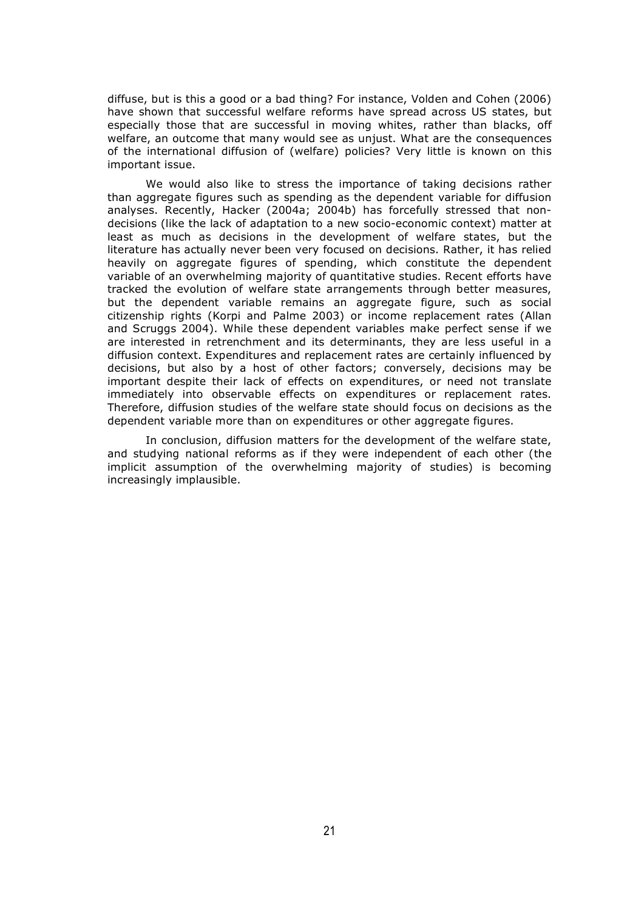diffuse, but is this a good or a bad thing? For instance, Volden and Cohen (2006) have shown that successful welfare reforms have spread across US states, but especially those that are successful in moving whites, rather than blacks, off welfare, an outcome that many would see as unjust. What are the consequences of the international diffusion of (welfare) policies? Very little is known on this important issue.

We would also like to stress the importance of taking decisions rather than aggregate figures such as spending as the dependent variable for diffusion analyses. Recently, Hacker (2004a; 2004b) has forcefully stressed that non-decisions (like the lack of adaptation to a new socio-economic context) matter at least as much as decisions in the development of welfare states, but the literature has actually never been very focused on decisions. Rather, it has relied heavily on aggregate figures of spending, which constitute the dependent variable of an overwhelming majority of quantitative studies. Recent efforts have tracked the evolution of welfare state arrangements through better measures, but the dependent variable remains an aggregate figure, such as social citizenship rights (Korpi and Palme 2003) or income replacement rates (Allan and Scruggs 2004). While these dependent variables make perfect sense if we are interested in retrenchment and its determinants, they are less useful in a diffusion context. Expenditures and replacement rates are certainly influenced by decisions, but also by a host of other factors; conversely, decisions may be important despite their lack of effects on expenditures, or need not translate immediately into observable effects on expenditures or replacement rates. Therefore, diffusion studies of the welfare state should focus on decisions as the dependent variable more than on expenditures or other aggregate figures.

In conclusion, diffusion matters for the development of the welfare state, and studying national reforms as if they were independent of each other (the implicit assumption of the overwhelming majority of studies) is becoming increasingly implausible.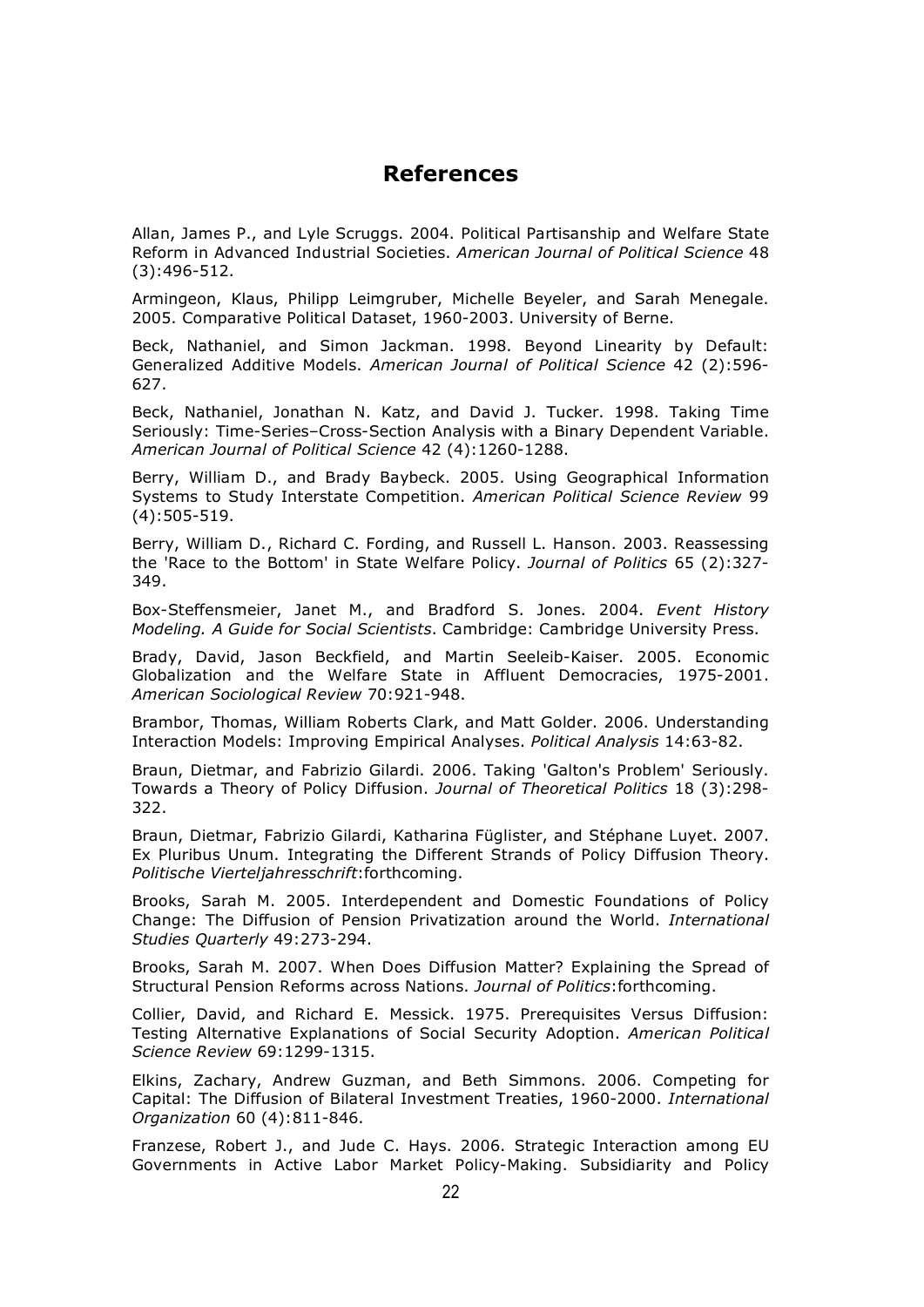# References

Allan, James P., and Lyle Scruggs. 2004. Political Partisanship and Welfare State Reform in Advanced Industrial Societies. *American Journal of Political Science* 48 (3):496-512.

Armingeon, Klaus, Philipp Leimgruber, Michelle Beyeler, and Sarah Menegale. 2005. Comparative Political Dataset, 1960-2003. University of Berne.

Beck, Nathaniel, and Simon Jackman. 1998. Beyond Linearity by Default: Generalized Additive Models. *American Journal of Political Science* 42 (2):596-627.

Beck, Nathaniel, Jonathan N. Katz, and David J. Tucker. 1998. Taking Time Seriously: Time-Series–Cross-Section Analysis with a Binary Dependent Variable. *American Journal of Political Science* 42 (4):1260-1288.

Berry, William D., and Brady Baybeck. 2005. Using Geographical Information Systems to Study Interstate Competition. *American Political Science Review* 99 (4):505-519.

Berry, William D., Richard C. Fording, and Russell L. Hanson. 2003. Reassessing the 'Race to the Bottom' in State Welfare Policy. *Journal of Politics* 65 (2):327-349.

Box-Steffensmeier, Janet M., and Bradford S. Jones. 2004. *Event History Modeling. A Guide for Social Scientists*. Cambridge: Cambridge University Press.

Brady, David, Jason Beckfield, and Martin Seeleib-Kaiser. 2005. Economic Globalization and the Welfare State in Affluent Democracies, 1975-2001. *American Sociological Review* 70:921-948.

Brambor, Thomas, William Roberts Clark, and Matt Golder. 2006. Understanding Interaction Models: Improving Empirical Analyses. *Political Analysis* 14:63-82.

Braun, Dietmar, and Fabrizio Gilardi. 2006. Taking 'Galton's Problem' Seriously. Towards a Theory of Policy Diffusion. *Journal of Theoretical Politics* 18 (3):298-322.

Braun, Dietmar, Fabrizio Gilardi, Katharina Füglister, and Stéphane Luyet. 2007. Ex Pluribus Unum. Integrating the Different Strands of Policy Diffusion Theory. *Politische Vierteljahresschrift*:forthcoming.

Brooks, Sarah M. 2005. Interdependent and Domestic Foundations of Policy Change: The Diffusion of Pension Privatization around the World. *International Studies Quarterly* 49:273-294.

Brooks, Sarah M. 2007. When Does Diffusion Matter? Explaining the Spread of Structural Pension Reforms across Nations. *Journal of Politics*:forthcoming.

Collier, David, and Richard E. Messick. 1975. Prerequisites Versus Diffusion: Testing Alternative Explanations of Social Security Adoption. *American Political Science Review* 69:1299-1315.

Elkins, Zachary, Andrew Guzman, and Beth Simmons. 2006. Competing for Capital: The Diffusion of Bilateral Investment Treaties, 1960-2000. *International Organization* 60 (4):811-846.

Franzese, Robert J., and Jude C. Hays. 2006. Strategic Interaction among EU Governments in Active Labor Market Policy-Making. Subsidiarity and Policy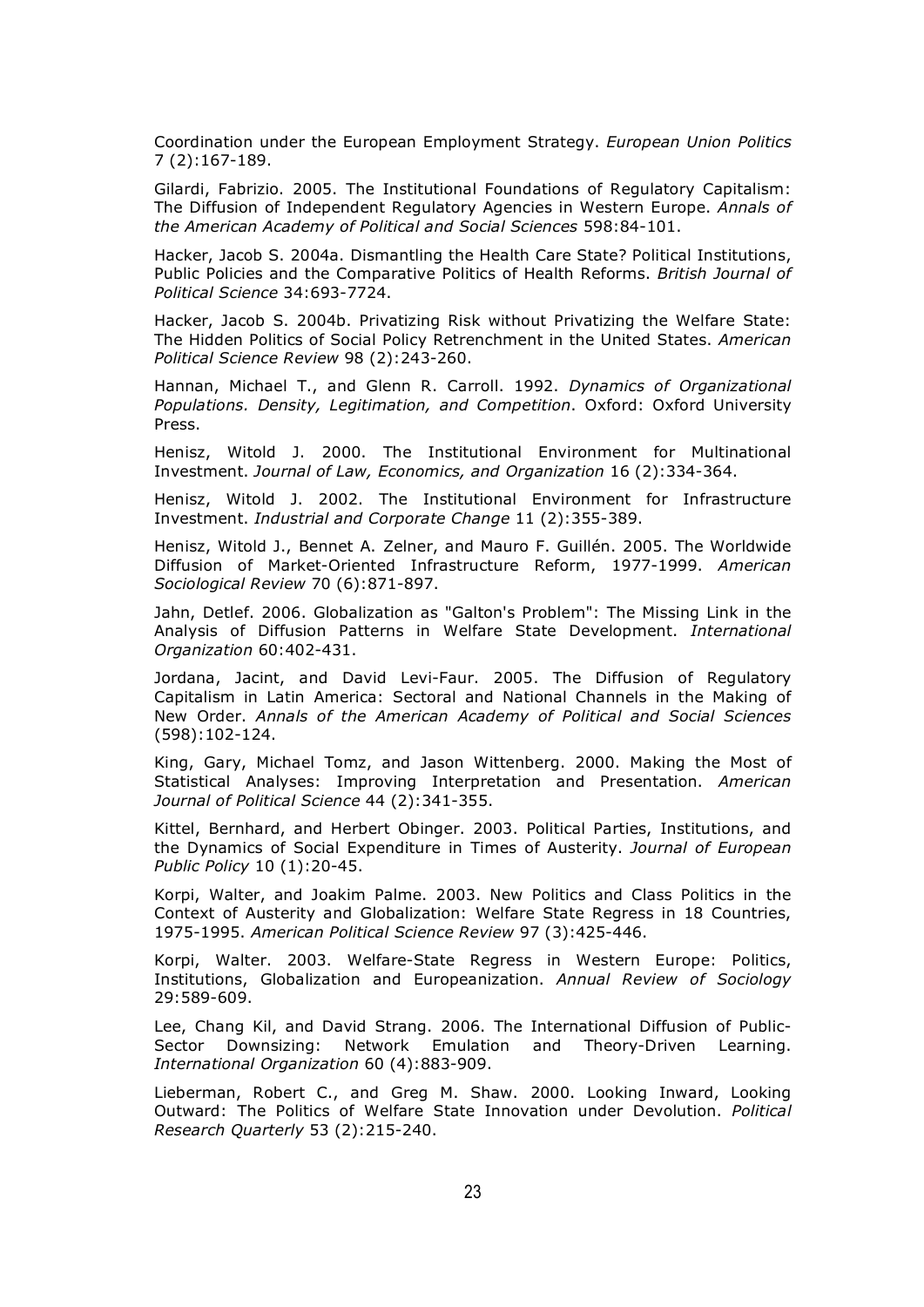Coordination under the European Employment Strategy. *European Union Politics* 7 (2):167-189.

Gilardi, Fabrizio. 2005. The Institutional Foundations of Regulatory Capitalism: The Diffusion of Independent Regulatory Agencies in Western Europe. *Annals of the American Academy of Political and Social Sciences* 598:84-101.

Hacker, Jacob S. 2004a. Dismantling the Health Care State? Political Institutions, Public Policies and the Comparative Politics of Health Reforms. *British Journal of Political Science* 34:693-7724.

Hacker, Jacob S. 2004b. Privatizing Risk without Privatizing the Welfare State: The Hidden Politics of Social Policy Retrenchment in the United States. *American Political Science Review* 98 (2):243-260.

Hannan, Michael T., and Glenn R. Carroll. 1992. *Dynamics of Organizational Populations. Density, Legitimation, and Competition*. Oxford: Oxford University Press.

Henisz, Witold J. 2000. The Institutional Environment for Multinational Investment. *Journal of Law, Economics, and Organization* 16 (2):334-364.

Henisz, Witold J. 2002. The Institutional Environment for Infrastructure Investment. *Industrial and Corporate Change* 11 (2):355-389.

Henisz, Witold J., Bennet A. Zelner, and Mauro F. Guillén. 2005. The Worldwide Diffusion of Market-Oriented Infrastructure Reform, 1977-1999. *American Sociological Review* 70 (6):871-897.

Jahn, Detlef. 2006. Globalization as "Galton's Problem": The Missing Link in the Analysis of Diffusion Patterns in Welfare State Development. *International Organization* 60:402-431.

Jordana, Jacint, and David Levi-Faur. 2005. The Diffusion of Regulatory Capitalism in Latin America: Sectoral and National Channels in the Making of New Order. *Annals of the American Academy of Political and Social Sciences* (598):102-124.

King, Gary, Michael Tomz, and Jason Wittenberg. 2000. Making the Most of Statistical Analyses: Improving Interpretation and Presentation. *American Journal of Political Science* 44 (2):341-355.

Kittel, Bernhard, and Herbert Obinger. 2003. Political Parties, Institutions, and the Dynamics of Social Expenditure in Times of Austerity. *Journal of European Public Policy* 10 (1):20-45.

Korpi, Walter, and Joakim Palme. 2003. New Politics and Class Politics in the Context of Austerity and Globalization: Welfare State Regress in 18 Countries, 1975-1995. *American Political Science Review* 97 (3):425-446.

Korpi, Walter. 2003. Welfare-State Regress in Western Europe: Politics, Institutions, Globalization and Europeanization. *Annual Review of Sociology* 29:589-609.

Lee, Chang Kil, and David Strang. 2006. The International Diffusion of Public-Sector Downsizing: Network Emulation and Theory-Driven Learning. *International Organization* 60 (4):883-909.

Lieberman, Robert C., and Greg M. Shaw. 2000. Looking Inward, Looking Outward: The Politics of Welfare State Innovation under Devolution. *Political Research Quarterly* 53 (2):215-240.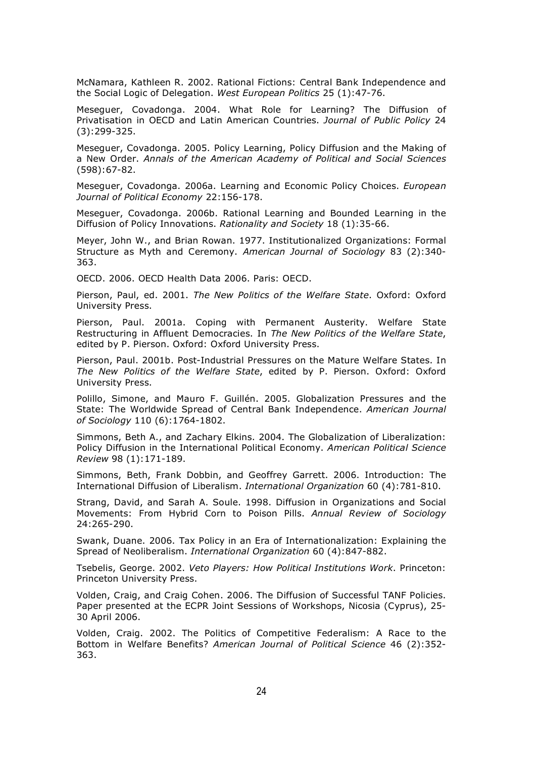McNamara, Kathleen R. 2002. Rational Fictions: Central Bank Independence and the Social Logic of Delegation. *West European Politics* 25 (1):47-76.

Meseguer, Covadonga. 2004. What Role for Learning? The Diffusion of Privatisation in OECD and Latin American Countries. *Journal of Public Policy* 24 (3):299-325.

Meseguer, Covadonga. 2005. Policy Learning, Policy Diffusion and the Making of a New Order. *Annals of the American Academy of Political and Social Sciences* (598):67-82.

Meseguer, Covadonga. 2006a. Learning and Economic Policy Choices. *European Journal of Political Economy* 22:156-178.

Meseguer, Covadonga. 2006b. Rational Learning and Bounded Learning in the Diffusion of Policy Innovations. *Rationality and Society* 18 (1):35-66.

Meyer, John W., and Brian Rowan. 1977. Institutionalized Organizations: Formal Structure as Myth and Ceremony. *American Journal of Sociology* 83 (2):340-363.

OECD. 2006. OECD Health Data 2006. Paris: OECD.

Pierson, Paul, ed. 2001. *The New Politics of the Welfare State*. Oxford: Oxford University Press.

Pierson, Paul. 2001a. Coping with Permanent Austerity. Welfare State Restructuring in Affluent Democracies. In *The New Politics of the Welfare State*, edited by P. Pierson. Oxford: Oxford University Press.

Pierson, Paul. 2001b. Post-Industrial Pressures on the Mature Welfare States. In *The New Politics of the Welfare State*, edited by P. Pierson. Oxford: Oxford University Press.

Polillo, Simone, and Mauro F. Guillén. 2005. Globalization Pressures and the State: The Worldwide Spread of Central Bank Independence. *American Journal of Sociology* 110 (6):1764-1802.

Simmons, Beth A., and Zachary Elkins. 2004. The Globalization of Liberalization: Policy Diffusion in the International Political Economy. *American Political Science Review* 98 (1):171-189.

Simmons, Beth, Frank Dobbin, and Geoffrey Garrett. 2006. Introduction: The International Diffusion of Liberalism. *International Organization* 60 (4):781-810.

Strang, David, and Sarah A. Soule. 1998. Diffusion in Organizations and Social Movements: From Hybrid Corn to Poison Pills. *Annual Review of Sociology* 24:265-290.

Swank, Duane. 2006. Tax Policy in an Era of Internationalization: Explaining the Spread of Neoliberalism. *International Organization* 60 (4):847-882.

Tsebelis, George. 2002. *Veto Players: How Political Institutions Work*. Princeton: Princeton University Press.

Volden, Craig, and Craig Cohen. 2006. The Diffusion of Successful TANF Policies. Paper presented at the ECPR Joint Sessions of Workshops, Nicosia (Cyprus), 25-30 April 2006.

Volden, Craig. 2002. The Politics of Competitive Federalism: A Race to the Bottom in Welfare Benefits? *American Journal of Political Science* 46 (2):352-363.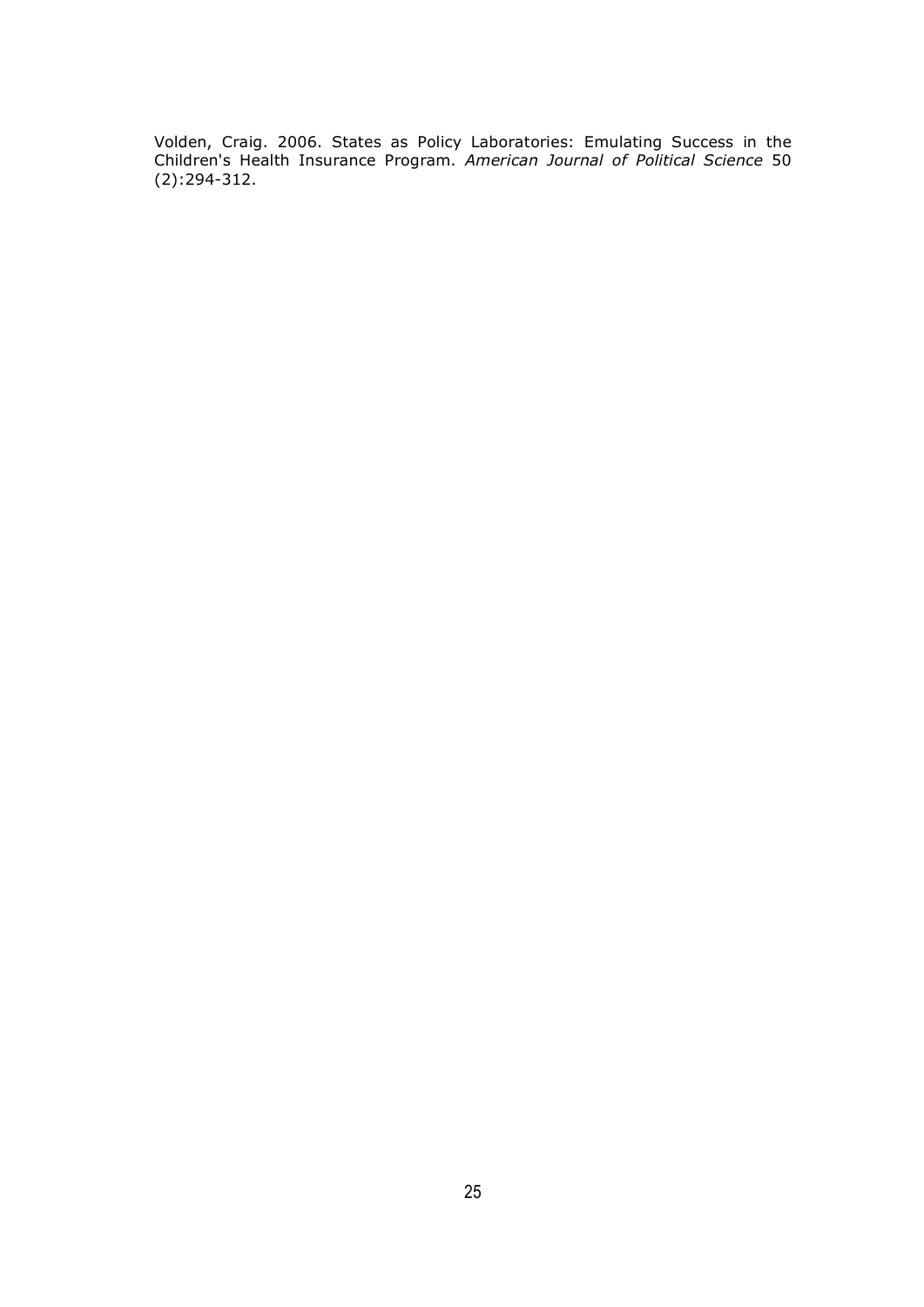Volden, Craig. 2006. States as Policy Laboratories: Emulating Success in the Children's Health Insurance Program. *American Journal of Political Science* 50 (2):294-312.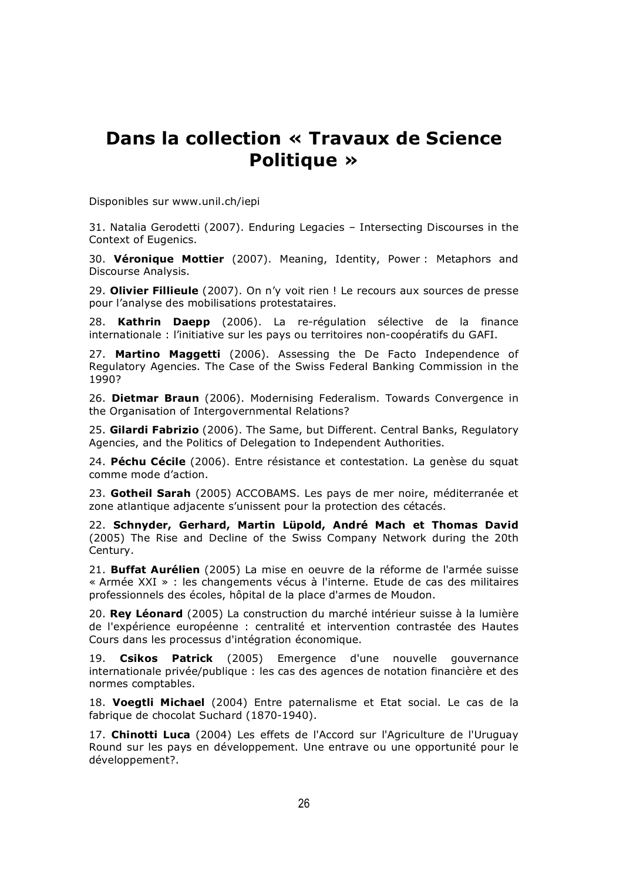# Dans la collection « Travaux de Science Politique »

Disponibles sur www.unil.ch/iepi

31. Natalia Gerodetti (2007). Enduring Legacies – Intersecting Discourses in the Context of Eugenics.

30. **Véronique Mottier** (2007). Meaning, Identity, Power : Metaphors and Discourse Analysis.

29. **Olivier Fillieule** (2007). On n'y voit rien ! Le recours aux sources de presse pour l'analyse des mobilisations protestataires.

28. **Kathrin Daepp** (2006). La re-régulation sélective de la finance internationale : l'initiative sur les pays ou territoires non-coopératifs du GAFI.

27. **Martino Maggetti** (2006). Assessing the De Facto Independence of Regulatory Agencies. The Case of the Swiss Federal Banking Commission in the 1990?

26. **Dietmar Braun** (2006). Modernising Federalism. Towards Convergence in the Organisation of Intergovernmental Relations?

25. **Gilardi Fabrizio** (2006). The Same, but Different. Central Banks, Regulatory Agencies, and the Politics of Delegation to Independent Authorities.

24. **Péchu Cécile** (2006). Entre résistance et contestation. La genèse du squat comme mode d'action.

23. **Gotheil Sarah** (2005) ACCOBAMS. Les pays de mer noire, méditerranée et zone atlantique adjacente s'unissent pour la protection des cétacés.

22. **Schnyder, Gerhard, Martin Lüpold, André Mach et Thomas David** (2005) The Rise and Decline of the Swiss Company Network during the 20th Century.

21. **Buffat Aurélien** (2005) La mise en oeuvre de la réforme de l'armée suisse « Armée XXI » : les changements vécus à l'interne. Etude de cas des militaires professionnels des écoles, hôpital de la place d'armes de Moudon.

20. **Rey Léonard** (2005) La construction du marché intérieur suisse à la lumière de l'expérience européenne : centralité et intervention contrastée des Hautes Cours dans les processus d'intégration économique.

19. **Csikos Patrick** (2005) Emergence d'une nouvelle gouvernance internationale privée/publique : les cas des agences de notation financière et des normes comptables.

18. **Voegtli Michael** (2004) Entre paternalisme et Etat social. Le cas de la fabrique de chocolat Suchard (1870-1940).

17. **Chinotti Luca** (2004) Les effets de l'Accord sur l'Agriculture de l'Uruguay Round sur les pays en développement. Une entrave ou une opportunité pour le développement?.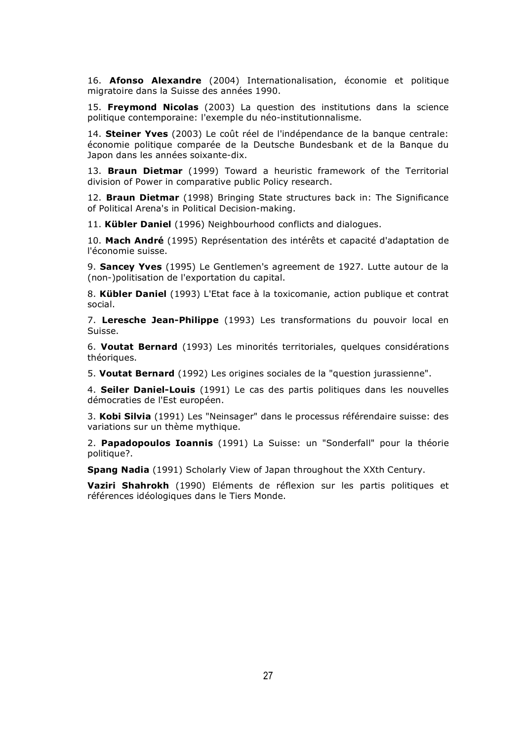16. **Afonso Alexandre** (2004) Internationalisation, économie et politique migratoire dans la Suisse des années 1990.

15. **Freymond Nicolas** (2003) La question des institutions dans la science politique contemporaine: l'exemple du néo-institutionnalisme.

14. **Steiner Yves** (2003) Le coût réel de l'indépendance de la banque centrale: économie politique comparée de la Deutsche Bundesbank et de la Banque du Japon dans les années soixante-dix.

13. **Braun Dietmar** (1999) Toward a heuristic framework of the Territorial division of Power in comparative public Policy research.

12. **Braun Dietmar** (1998) Bringing State structures back in: The Significance of Political Arena's in Political Decision-making.

11. **Kübler Daniel** (1996) Neighbourhood conflicts and dialogues.

10. **Mach André** (1995) Représentation des intérêts et capacité d'adaptation de l'économie suisse.

9. **Sancey Yves** (1995) Le Gentlemen's agreement de 1927. Lutte autour de la (non-)politisation de l'exportation du capital.

8. **Kübler Daniel** (1993) L'Etat face à la toxicomanie, action publique et contrat social.

7. **Leresche Jean-Philippe** (1993) Les transformations du pouvoir local en Suisse.

6. **Voutat Bernard** (1993) Les minorités territoriales, quelques considérations théoriques.

5. **Voutat Bernard** (1992) Les origines sociales de la "question jurassienne".

4. **Seiler Daniel-Louis** (1991) Le cas des partis politiques dans les nouvelles démocraties de l'Est européen.

3. **Kobi Silvia** (1991) Les "Neinsager" dans le processus référendaire suisse: des variations sur un thème mythique.

2. **Papadopoulos Ioannis** (1991) La Suisse: un "Sonderfall" pour la théorie politique?.

**Spang Nadia** (1991) Scholarly View of Japan throughout the XXth Century.

**Vaziri Shahrokh** (1990) Eléments de réflexion sur les partis politiques et références idéologiques dans le Tiers Monde.